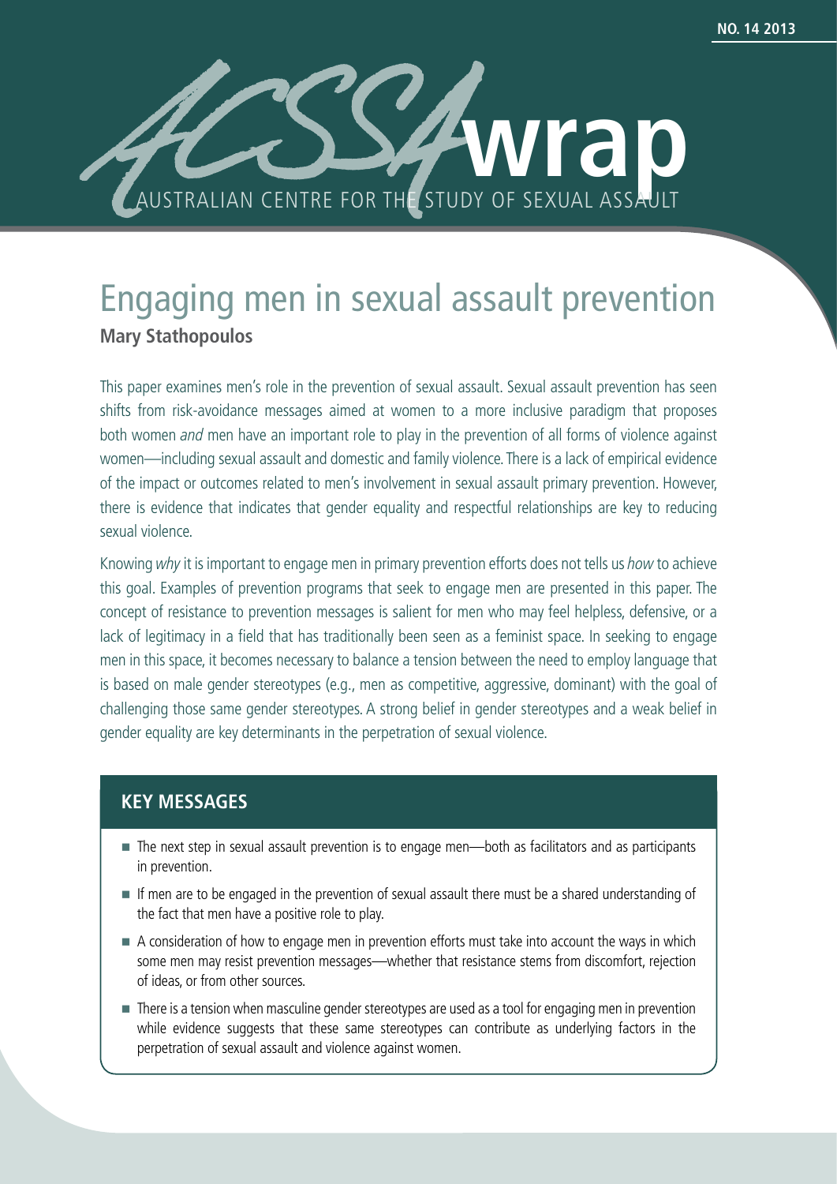NO. 14 2013

ACSSA **wrap**

AUSTRALIAN CENTRE FOR THE STUDY OF SEXUAL ASSAULT

# Engaging men in sexual assault prevention

**Mary Stathopoulos**

This paper examines men's role in the prevention of sexual assault. Sexual assault prevention has seen shifts from risk-avoidance messages aimed at women to a more inclusive paradigm that proposes both women *and* men have an important role to play in the prevention of all forms of violence against women—including sexual assault and domestic and family violence. There is a lack of empirical evidence of the impact or outcomes related to men's involvement in sexual assault primary prevention. However, there is evidence that indicates that gender equality and respectful relationships are key to reducing sexual violence.

Knowing *why* it is important to engage men in primary prevention efforts does not tells us *how* to achieve this goal. Examples of prevention programs that seek to engage men are presented in this paper. The concept of resistance to prevention messages is salient for men who may feel helpless, defensive, or a lack of legitimacy in a field that has traditionally been seen as a feminist space. In seeking to engage men in this space, it becomes necessary to balance a tension between the need to employ language that is based on male gender stereotypes (e.g., men as competitive, aggressive, dominant) with the goal of challenging those same gender stereotypes. A strong belief in gender stereotypes and a weak belief in gender equality are key determinants in the perpetration of sexual violence.

## KEY MESSAGES

- The next step in sexual assault prevention is to engage men—both as facilitators and as participants in prevention.
- If men are to be engaged in the prevention of sexual assault there must be a shared understanding of the fact that men have a positive role to play.
- A consideration of how to engage men in prevention efforts must take into account the ways in which some men may resist prevention messages—whether that resistance stems from discomfort, rejection of ideas, or from other sources.
- There is a tension when masculine gender stereotypes are used as a tool for engaging men in prevention while evidence suggests that these same stereotypes can contribute as underlying factors in the perpetration of sexual assault and violence against women.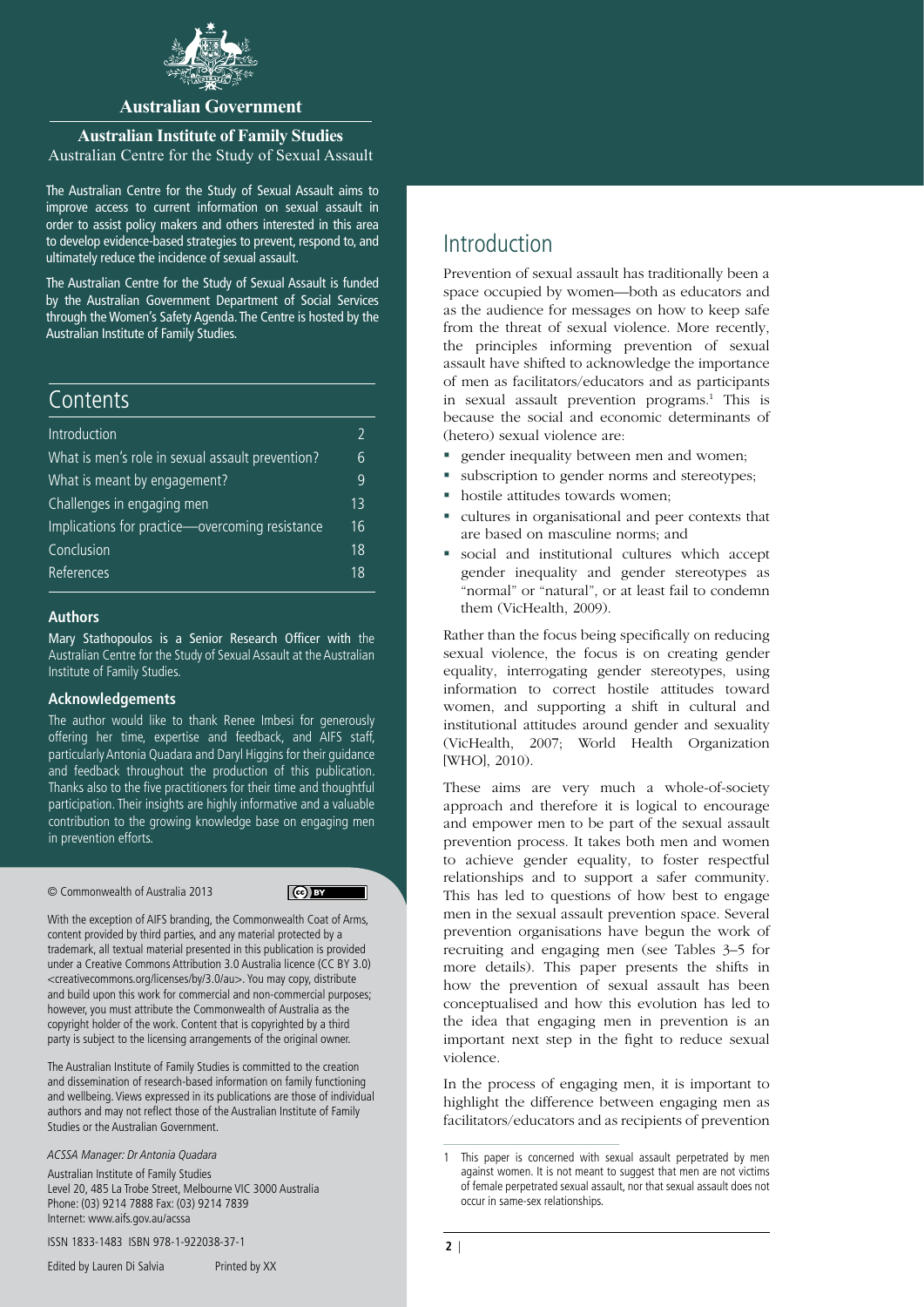**Australian Government**

**Australian Institute of Family Studies**

Australian Centre for the Study of Sexual Assault

The Australian Centre for the Study of Sexual Assault aims to improve access to current information on sexual assault in order to assist policy makers and others interested in this area to develop evidence-based strategies to prevent, respond to, and ultimately reduce the incidence of sexual assault.

The Australian Centre for the Study of Sexual Assault is funded by the Australian Government Department of Social Services through the Women's Safety Agenda. The Centre is hosted by the Australian Institute of Family Studies.

## Contents

| | |
|---|---|
| Introduction | 2 |
| What is men's role in sexual assault prevention? | 6 |
| What is meant by engagement? | 9 |
| Challenges in engaging men | 13 |
| Implications for practice—overcoming resistance | 16 |
| Conclusion | 18 |
| References | 18 |

### Authors

Mary Stathopoulos is a Senior Research Officer with the Australian Centre for the Study of Sexual Assault at the Australian Institute of Family Studies.

### Acknowledgements

The author would like to thank Renee Imbesi for generously offering her time, expertise and feedback, and AIFS staff, particularly Antonia Quadara and Daryl Higgins for their guidance and feedback throughout the production of this publication. Thanks also to the five practitioners for their time and thoughtful participation. Their insights are highly informative and a valuable contribution to the growing knowledge base on engaging men in prevention efforts.

© Commonwealth of Australia 2013

With the exception of AIFS branding, the Commonwealth Coat of Arms, content provided by third parties, and any material protected by a trademark, all textual material presented in this publication is provided under a Creative Commons Attribution 3.0 Australia licence (CC BY 3.0) <creativecommons.org/licenses/by/3.0/au>. You may copy, distribute and build upon this work for commercial and non-commercial purposes; however, you must attribute the Commonwealth of Australia as the copyright holder of the work. Content that is copyrighted by a third party is subject to the licensing arrangements of the original owner.

The Australian Institute of Family Studies is committed to the creation and dissemination of research-based information on family functioning and wellbeing. Views expressed in its publications are those of individual authors and may not reflect those of the Australian Institute of Family Studies or the Australian Government.

*ACSSA Manager: Dr Antonia Quadara*

Australian Institute of Family Studies
Level 20, 485 La Trobe Street, Melbourne VIC 3000 Australia
Phone: (03) 9214 7888 Fax: (03) 9214 7839
Internet: www.aifs.gov.au/acssa

ISSN 1833-1483 ISBN 978-1-922038-37-1

Edited by Lauren Di Salvia Printed by XX

# Introduction

Prevention of sexual assault has traditionally been a space occupied by women—both as educators and as the audience for messages on how to keep safe from the threat of sexual violence. More recently, the principles informing prevention of sexual assault have shifted to acknowledge the importance of men as facilitators/educators and as participants in sexual assault prevention programs.[1] This is because the social and economic determinants of (hetero) sexual violence are:

- gender inequality between men and women;
- subscription to gender norms and stereotypes;
- hostile attitudes towards women;
- cultures in organisational and peer contexts that are based on masculine norms; and
- social and institutional cultures which accept gender inequality and gender stereotypes as "normal" or "natural", or at least fail to condemn them (VicHealth, 2009).

Rather than the focus being specifically on reducing sexual violence, the focus is on creating gender equality, interrogating gender stereotypes, using information to correct hostile attitudes toward women, and supporting a shift in cultural and institutional attitudes around gender and sexuality (VicHealth, 2007; World Health Organization [WHO], 2010).

These aims are very much a whole-of-society approach and therefore it is logical to encourage and empower men to be part of the sexual assault prevention process. It takes both men and women to achieve gender equality, to foster respectful relationships and to support a safer community. This has led to questions of how best to engage men in the sexual assault prevention space. Several prevention organisations have begun the work of recruiting and engaging men (see Tables 3–5 for more details). This paper presents the shifts in how the prevention of sexual assault has been conceptualised and how this evolution has led to the idea that engaging men in prevention is an important next step in the fight to reduce sexual violence.

In the process of engaging men, it is important to highlight the difference between engaging men as facilitators/educators and as recipients of prevention

[1] This paper is concerned with sexual assault perpetrated by men against women. It is not meant to suggest that men are not victims of female perpetrated sexual assault, nor that sexual assault does not occur in same-sex relationships.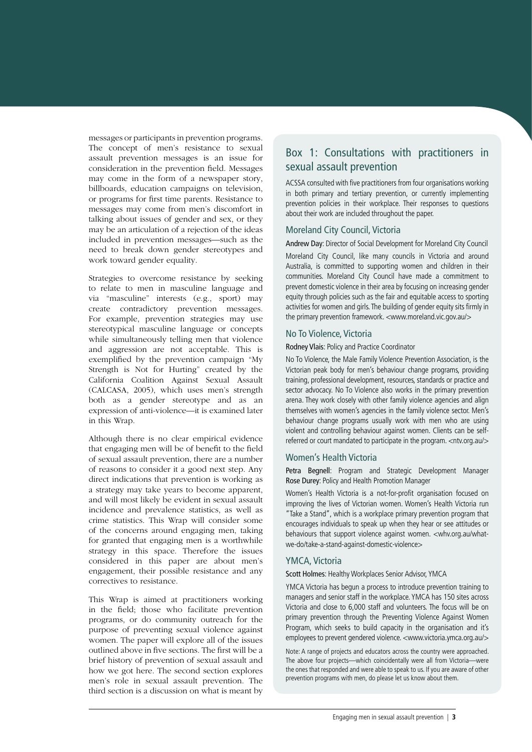messages or participants in prevention programs. The concept of men's resistance to sexual assault prevention messages is an issue for consideration in the prevention field. Messages may come in the form of a newspaper story, billboards, education campaigns on television, or programs for first time parents. Resistance to messages may come from men's discomfort in talking about issues of gender and sex, or they may be an articulation of a rejection of the ideas included in prevention messages—such as the need to break down gender stereotypes and work toward gender equality.

Strategies to overcome resistance by seeking to relate to men in masculine language and via "masculine" interests (e.g., sport) may create contradictory prevention messages. For example, prevention strategies may use stereotypical masculine language or concepts while simultaneously telling men that violence and aggression are not acceptable. This is exemplified by the prevention campaign "My Strength is Not for Hurting" created by the California Coalition Against Sexual Assault (CALCASA, 2005), which uses men's strength both as a gender stereotype and as an expression of anti-violence—it is examined later in this Wrap.

Although there is no clear empirical evidence that engaging men will be of benefit to the field of sexual assault prevention, there are a number of reasons to consider it a good next step. Any direct indications that prevention is working as a strategy may take years to become apparent, and will most likely be evident in sexual assault incidence and prevalence statistics, as well as crime statistics. This Wrap will consider some of the concerns around engaging men, taking for granted that engaging men is a worthwhile strategy in this space. Therefore the issues considered in this paper are about men's engagement, their possible resistance and any correctives to resistance.

This Wrap is aimed at practitioners working in the field; those who facilitate prevention programs, or do community outreach for the purpose of preventing sexual violence against women. The paper will explore all of the issues outlined above in five sections. The first will be a brief history of prevention of sexual assault and how we got here. The second section explores men's role in sexual assault prevention. The third section is a discussion on what is meant by

## Box 1: Consultations with practitioners in sexual assault prevention

ACSSA consulted with five practitioners from four organisations working in both primary and tertiary prevention, or currently implementing prevention policies in their workplace. Their responses to questions about their work are included throughout the paper.

### Moreland City Council, Victoria

Andrew Day: Director of Social Development for Moreland City Council

Moreland City Council, like many councils in Victoria and around Australia, is committed to supporting women and children in their communities. Moreland City Council have made a commitment to prevent domestic violence in their area by focusing on increasing gender equity through policies such as the fair and equitable access to sporting activities for women and girls. The building of gender equity sits firmly in the primary prevention framework. <www.moreland.vic.gov.au/>

### No To Violence, Victoria

Rodney Vlais: Policy and Practice Coordinator

No To Violence, the Male Family Violence Prevention Association, is the Victorian peak body for men's behaviour change programs, providing training, professional development, resources, standards or practice and sector advocacy. No To Violence also works in the primary prevention arena. They work closely with other family violence agencies and align themselves with women's agencies in the family violence sector. Men's behaviour change programs usually work with men who are using violent and controlling behaviour against women. Clients can be self-referred or court mandated to participate in the program. <ntv.org.au/>

### Women's Health Victoria

Petra Begnell: Program and Strategic Development Manager
Rose Durey: Policy and Health Promotion Manager

Women's Health Victoria is a not-for-profit organisation focused on improving the lives of Victorian women. Women's Health Victoria run "Take a Stand", which is a workplace primary prevention program that encourages individuals to speak up when they hear or see attitudes or behaviours that support violence against women. <whv.org.au/what-we-do/take-a-stand-against-domestic-violence>

### YMCA, Victoria

Scott Holmes: Healthy Workplaces Senior Advisor, YMCA

YMCA Victoria has begun a process to introduce prevention training to managers and senior staff in the workplace. YMCA has 150 sites across Victoria and close to 6,000 staff and volunteers. The focus will be on primary prevention through the Preventing Violence Against Women Program, which seeks to build capacity in the organisation and it's employees to prevent gendered violence. <www.victoria.ymca.org.au/>

Note: A range of projects and educators across the country were approached. The above four projects—which coincidentally were all from Victoria—were the ones that responded and were able to speak to us. If you are aware of other prevention programs with men, do please let us know about them.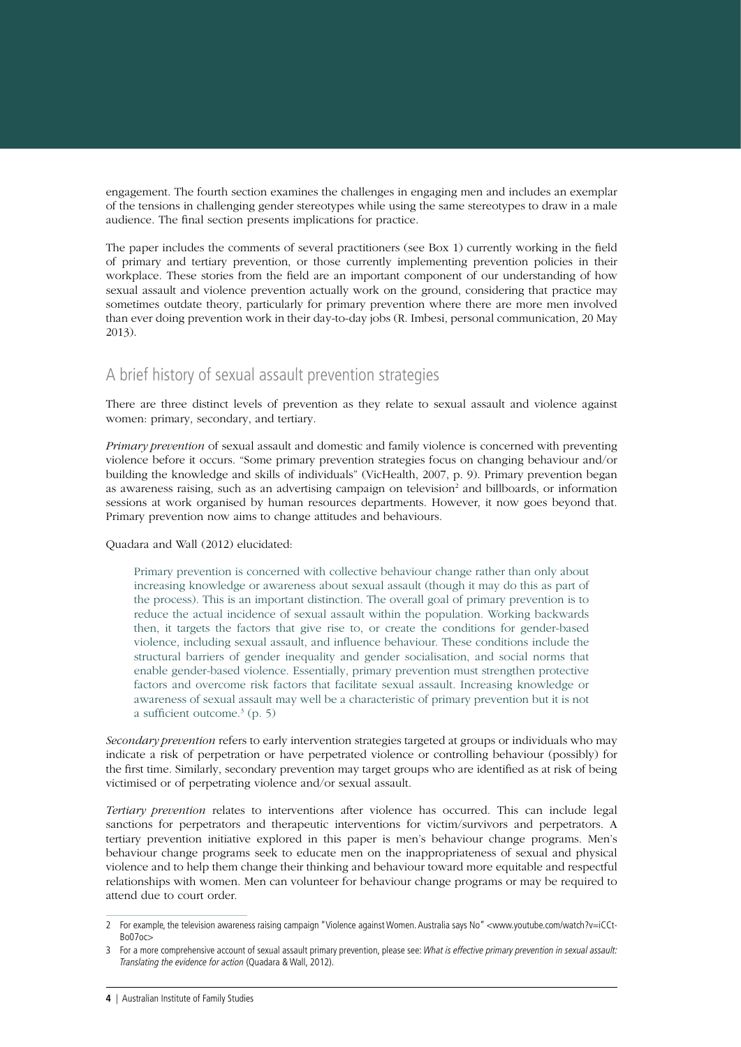engagement. The fourth section examines the challenges in engaging men and includes an exemplar of the tensions in challenging gender stereotypes while using the same stereotypes to draw in a male audience. The final section presents implications for practice.

The paper includes the comments of several practitioners (see Box 1) currently working in the field of primary and tertiary prevention, or those currently implementing prevention policies in their workplace. These stories from the field are an important component of our understanding of how sexual assault and violence prevention actually work on the ground, considering that practice may sometimes outdate theory, particularly for primary prevention where there are more men involved than ever doing prevention work in their day-to-day jobs (R. Imbesi, personal communication, 20 May 2013).

## A brief history of sexual assault prevention strategies

There are three distinct levels of prevention as they relate to sexual assault and violence against women: primary, secondary, and tertiary.

*Primary prevention* of sexual assault and domestic and family violence is concerned with preventing violence before it occurs. "Some primary prevention strategies focus on changing behaviour and/or building the knowledge and skills of individuals" (VicHealth, 2007, p. 9). Primary prevention began as awareness raising, such as an advertising campaign on television[2] and billboards, or information sessions at work organised by human resources departments. However, it now goes beyond that. Primary prevention now aims to change attitudes and behaviours.

Quadara and Wall (2012) elucidated:

> Primary prevention is concerned with collective behaviour change rather than only about increasing knowledge or awareness about sexual assault (though it may do this as part of the process). This is an important distinction. The overall goal of primary prevention is to reduce the actual incidence of sexual assault within the population. Working backwards then, it targets the factors that give rise to, or create the conditions for gender-based violence, including sexual assault, and influence behaviour. These conditions include the structural barriers of gender inequality and gender socialisation, and social norms that enable gender-based violence. Essentially, primary prevention must strengthen protective factors and overcome risk factors that facilitate sexual assault. Increasing knowledge or awareness of sexual assault may well be a characteristic of primary prevention but it is not a sufficient outcome.[3] (p. 5)

*Secondary prevention* refers to early intervention strategies targeted at groups or individuals who may indicate a risk of perpetration or have perpetrated violence or controlling behaviour (possibly) for the first time. Similarly, secondary prevention may target groups who are identified as at risk of being victimised or of perpetrating violence and/or sexual assault.

*Tertiary prevention* relates to interventions after violence has occurred. This can include legal sanctions for perpetrators and therapeutic interventions for victim/survivors and perpetrators. A tertiary prevention initiative explored in this paper is men's behaviour change programs. Men's behaviour change programs seek to educate men on the inappropriateness of sexual and physical violence and to help them change their thinking and behaviour toward more equitable and respectful relationships with women. Men can volunteer for behaviour change programs or may be required to attend due to court order.

---

2 For example, the television awareness raising campaign "Violence against Women. Australia says No" <www.youtube.com/watch?v=iCCt-Bo07oc>

3 For a more comprehensive account of sexual assault primary prevention, please see: *What is effective primary prevention in sexual assault: Translating the evidence for action* (Quadara & Wall, 2012).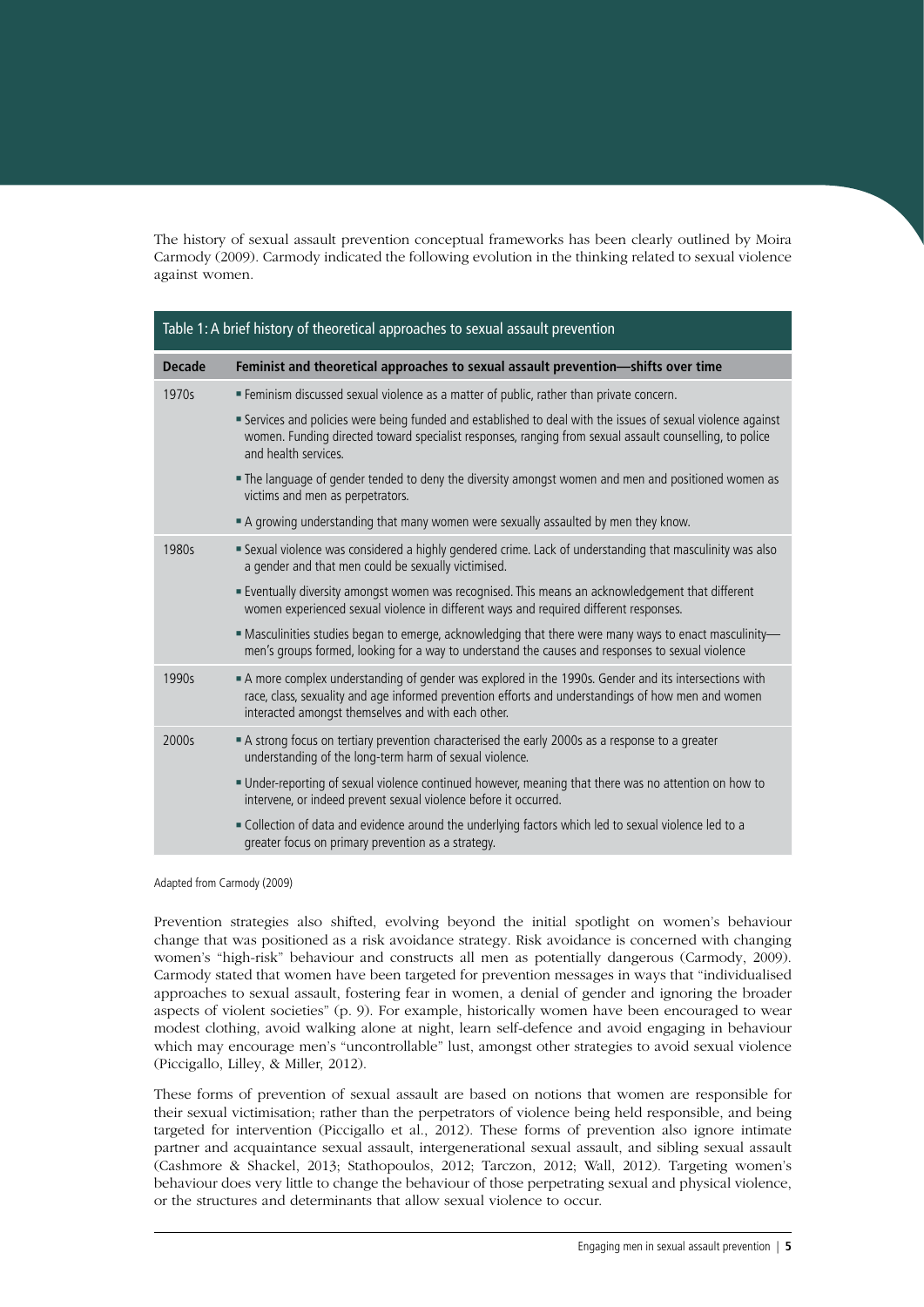The history of sexual assault prevention conceptual frameworks has been clearly outlined by Moira Carmody (2009). Carmody indicated the following evolution in the thinking related to sexual violence against women.

**Table 1: A brief history of theoretical approaches to sexual assault prevention**

| Decade | Feminist and theoretical approaches to sexual assault prevention—shifts over time |
|---|---|
| 1970s | ▪ Feminism discussed sexual violence as a matter of public, rather than private concern. |
| | ▪ Services and policies were being funded and established to deal with the issues of sexual violence against women. Funding directed toward specialist responses, ranging from sexual assault counselling, to police and health services. |
| | ▪ The language of gender tended to deny the diversity amongst women and men and positioned women as victims and men as perpetrators. |
| | ▪ A growing understanding that many women were sexually assaulted by men they know. |
| 1980s | ▪ Sexual violence was considered a highly gendered crime. Lack of understanding that masculinity was also a gender and that men could be sexually victimised. |
| | ▪ Eventually diversity amongst women was recognised. This means an acknowledgement that different women experienced sexual violence in different ways and required different responses. |
| | ▪ Masculinities studies began to emerge, acknowledging that there were many ways to enact masculinity—men's groups formed, looking for a way to understand the causes and responses to sexual violence |
| 1990s | ▪ A more complex understanding of gender was explored in the 1990s. Gender and its intersections with race, class, sexuality and age informed prevention efforts and understandings of how men and women interacted amongst themselves and with each other. |
| 2000s | ▪ A strong focus on tertiary prevention characterised the early 2000s as a response to a greater understanding of the long-term harm of sexual violence. |
| | ▪ Under-reporting of sexual violence continued however, meaning that there was no attention on how to intervene, or indeed prevent sexual violence before it occurred. |
| | ▪ Collection of data and evidence around the underlying factors which led to sexual violence led to a greater focus on primary prevention as a strategy. |

Adapted from Carmody (2009)

Prevention strategies also shifted, evolving beyond the initial spotlight on women's behaviour change that was positioned as a risk avoidance strategy. Risk avoidance is concerned with changing women's "high-risk" behaviour and constructs all men as potentially dangerous (Carmody, 2009). Carmody stated that women have been targeted for prevention messages in ways that "individualised approaches to sexual assault, fostering fear in women, a denial of gender and ignoring the broader aspects of violent societies" (p. 9). For example, historically women have been encouraged to wear modest clothing, avoid walking alone at night, learn self-defence and avoid engaging in behaviour which may encourage men's "uncontrollable" lust, amongst other strategies to avoid sexual violence (Piccigallo, Lilley, & Miller, 2012).

These forms of prevention of sexual assault are based on notions that women are responsible for their sexual victimisation; rather than the perpetrators of violence being held responsible, and being targeted for intervention (Piccigallo et al., 2012). These forms of prevention also ignore intimate partner and acquaintance sexual assault, intergenerational sexual assault, and sibling sexual assault (Cashmore & Shackel, 2013; Stathopoulos, 2012; Tarczon, 2012; Wall, 2012). Targeting women's behaviour does very little to change the behaviour of those perpetrating sexual and physical violence, or the structures and determinants that allow sexual violence to occur.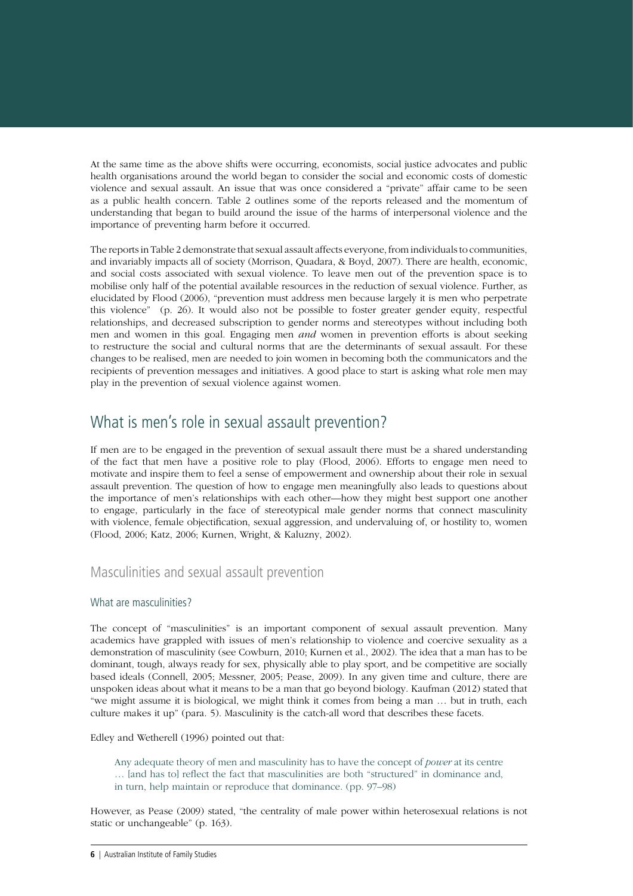At the same time as the above shifts were occurring, economists, social justice advocates and public health organisations around the world began to consider the social and economic costs of domestic violence and sexual assault. An issue that was once considered a "private" affair came to be seen as a public health concern. Table 2 outlines some of the reports released and the momentum of understanding that began to build around the issue of the harms of interpersonal violence and the importance of preventing harm before it occurred.

The reports in Table 2 demonstrate that sexual assault affects everyone, from individuals to communities, and invariably impacts all of society (Morrison, Quadara, & Boyd, 2007). There are health, economic, and social costs associated with sexual violence. To leave men out of the prevention space is to mobilise only half of the potential available resources in the reduction of sexual violence. Further, as elucidated by Flood (2006), "prevention must address men because largely it is men who perpetrate this violence" (p. 26). It would also not be possible to foster greater gender equity, respectful relationships, and decreased subscription to gender norms and stereotypes without including both men and women in this goal. Engaging men *and* women in prevention efforts is about seeking to restructure the social and cultural norms that are the determinants of sexual assault. For these changes to be realised, men are needed to join women in becoming both the communicators and the recipients of prevention messages and initiatives. A good place to start is asking what role men may play in the prevention of sexual violence against women.

## What is men's role in sexual assault prevention?

If men are to be engaged in the prevention of sexual assault there must be a shared understanding of the fact that men have a positive role to play (Flood, 2006). Efforts to engage men need to motivate and inspire them to feel a sense of empowerment and ownership about their role in sexual assault prevention. The question of how to engage men meaningfully also leads to questions about the importance of men's relationships with each other—how they might best support one another to engage, particularly in the face of stereotypical male gender norms that connect masculinity with violence, female objectification, sexual aggression, and undervaluing of, or hostility to, women (Flood, 2006; Katz, 2006; Kurnen, Wright, & Kaluzny, 2002).

### Masculinities and sexual assault prevention

#### What are masculinities?

The concept of "masculinities" is an important component of sexual assault prevention. Many academics have grappled with issues of men's relationship to violence and coercive sexuality as a demonstration of masculinity (see Cowburn, 2010; Kurnen et al., 2002). The idea that a man has to be dominant, tough, always ready for sex, physically able to play sport, and be competitive are socially based ideals (Connell, 2005; Messner, 2005; Pease, 2009). In any given time and culture, there are unspoken ideas about what it means to be a man that go beyond biology. Kaufman (2012) stated that "we might assume it is biological, we might think it comes from being a man … but in truth, each culture makes it up" (para. 5). Masculinity is the catch-all word that describes these facets.

Edley and Wetherell (1996) pointed out that:

> Any adequate theory of men and masculinity has to have the concept of *power* at its centre … [and has to] reflect the fact that masculinities are both "structured" in dominance and, in turn, help maintain or reproduce that dominance. (pp. 97–98)

However, as Pease (2009) stated, "the centrality of male power within heterosexual relations is not static or unchangeable" (p. 163).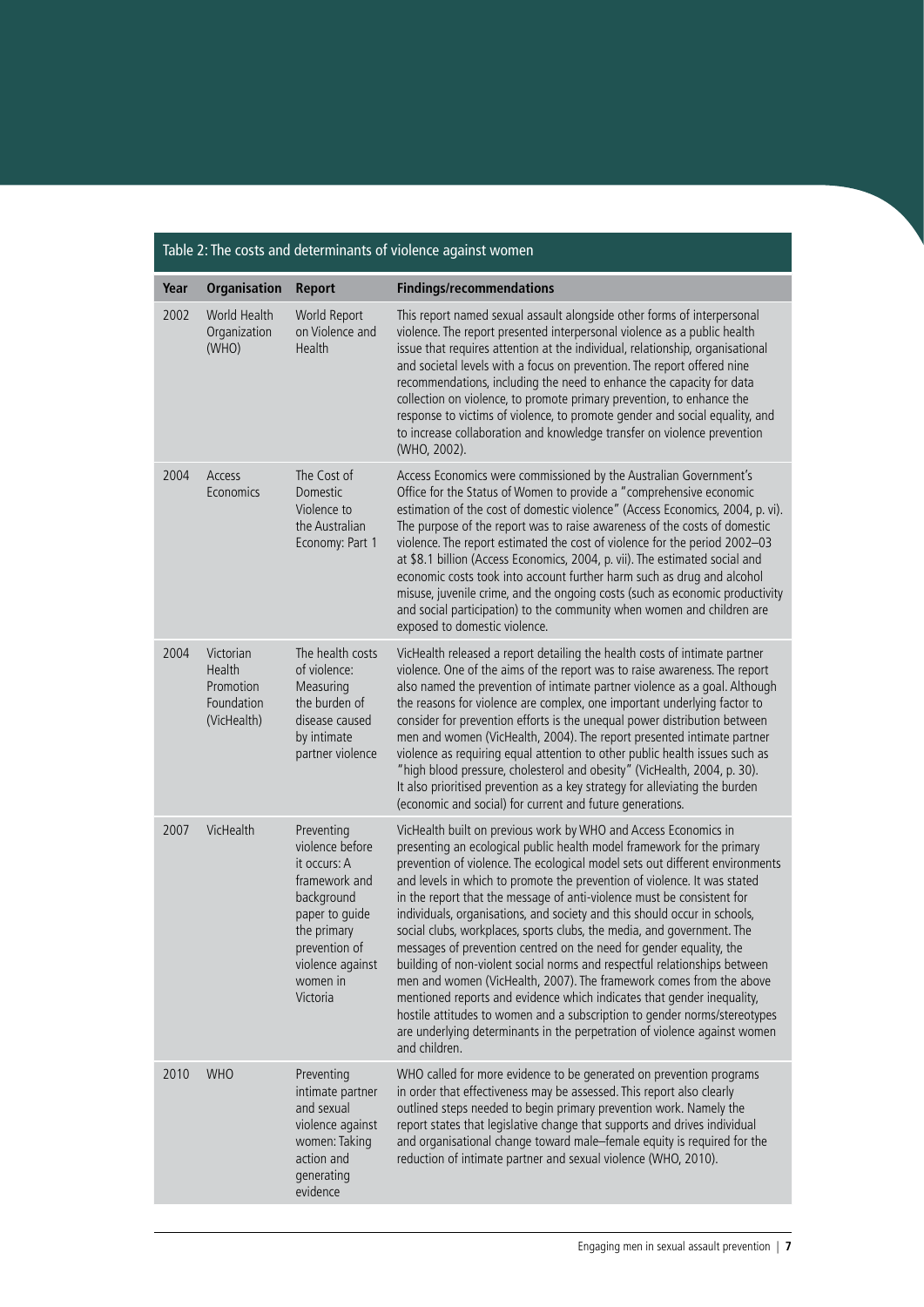Table 2: The costs and determinants of violence against women

| Year | Organisation | Report | Findings/recommendations |
|---|---|---|---|
| 2002 | World Health Organization (WHO) | World Report on Violence and Health | This report named sexual assault alongside other forms of interpersonal violence. The report presented interpersonal violence as a public health issue that requires attention at the individual, relationship, organisational and societal levels with a focus on prevention. The report offered nine recommendations, including the need to enhance the capacity for data collection on violence, to promote primary prevention, to enhance the response to victims of violence, to promote gender and social equality, and to increase collaboration and knowledge transfer on violence prevention (WHO, 2002). |
| 2004 | Access Economics | The Cost of Domestic Violence to the Australian Economy: Part 1 | Access Economics were commissioned by the Australian Government's Office for the Status of Women to provide a "comprehensive economic estimation of the cost of domestic violence" (Access Economics, 2004, p. vi). The purpose of the report was to raise awareness of the costs of domestic violence. The report estimated the cost of violence for the period 2002–03 at \$8.1 billion (Access Economics, 2004, p. vii). The estimated social and economic costs took into account further harm such as drug and alcohol misuse, juvenile crime, and the ongoing costs (such as economic productivity and social participation) to the community when women and children are exposed to domestic violence. |
| 2004 | Victorian Health Promotion Foundation (VicHealth) | The health costs of violence: Measuring the burden of disease caused by intimate partner violence | VicHealth released a report detailing the health costs of intimate partner violence. One of the aims of the report was to raise awareness. The report also named the prevention of intimate partner violence as a goal. Although the reasons for violence are complex, one important underlying factor to consider for prevention efforts is the unequal power distribution between men and women (VicHealth, 2004). The report presented intimate partner violence as requiring equal attention to other public health issues such as "high blood pressure, cholesterol and obesity" (VicHealth, 2004, p. 30). It also prioritised prevention as a key strategy for alleviating the burden (economic and social) for current and future generations. |
| 2007 | VicHealth | Preventing violence before it occurs: A framework and background paper to guide the primary prevention of violence against women in Victoria | VicHealth built on previous work by WHO and Access Economics in presenting an ecological public health model framework for the primary prevention of violence. The ecological model sets out different environments and levels in which to promote the prevention of violence. It was stated in the report that the message of anti-violence must be consistent for individuals, organisations, and society and this should occur in schools, social clubs, workplaces, sports clubs, the media, and government. The messages of prevention centred on the need for gender equality, the building of non-violent social norms and respectful relationships between men and women (VicHealth, 2007). The framework comes from the above mentioned reports and evidence which indicates that gender inequality, hostile attitudes to women and a subscription to gender norms/stereotypes are underlying determinants in the perpetration of violence against women and children. |
| 2010 | WHO | Preventing intimate partner and sexual violence against women: Taking action and generating evidence | WHO called for more evidence to be generated on prevention programs in order that effectiveness may be assessed. This report also clearly outlined steps needed to begin primary prevention work. Namely the report states that legislative change that supports and drives individual and organisational change toward male–female equity is required for the reduction of intimate partner and sexual violence (WHO, 2010). |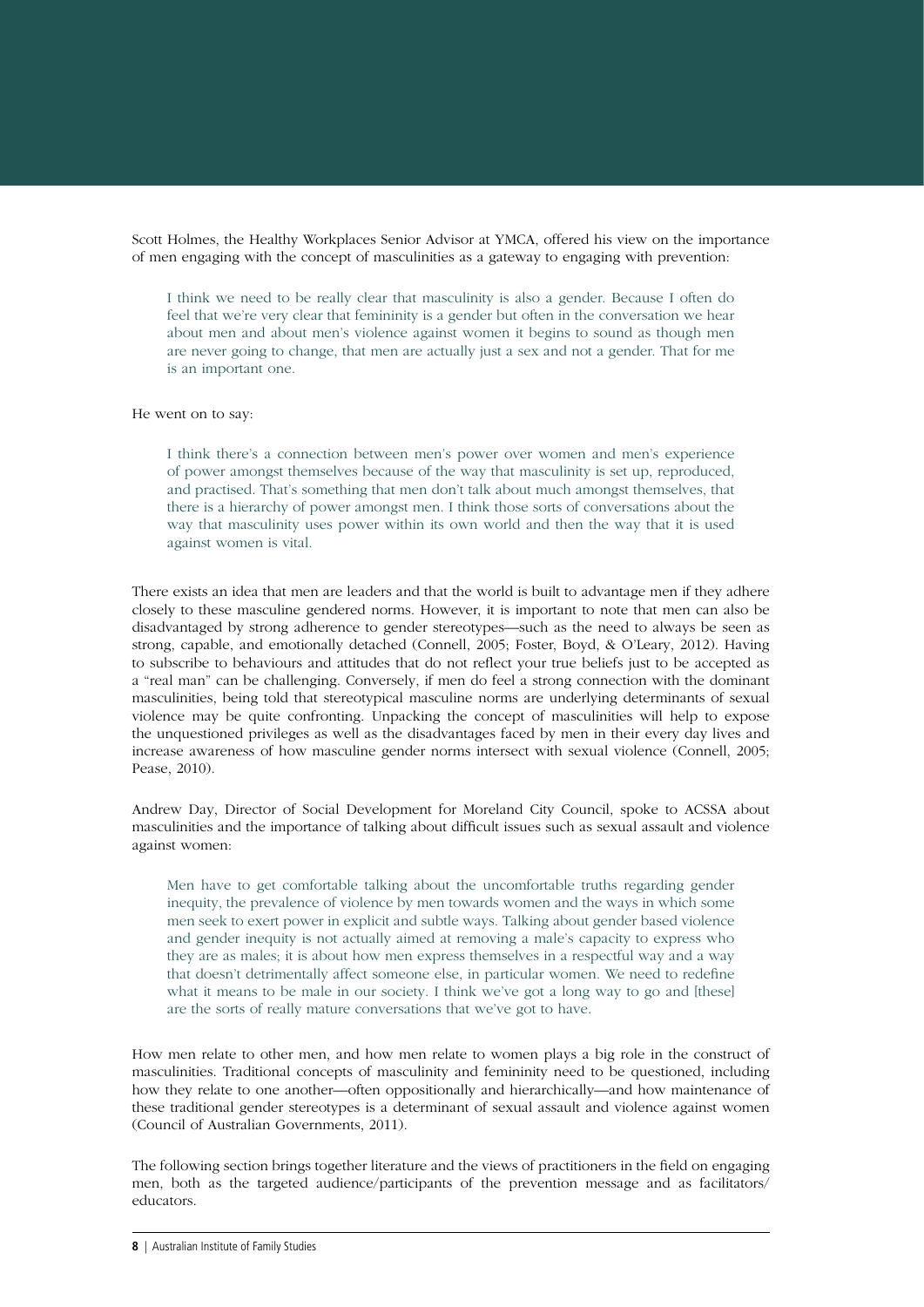Scott Holmes, the Healthy Workplaces Senior Advisor at YMCA, offered his view on the importance of men engaging with the concept of masculinities as a gateway to engaging with prevention:

> I think we need to be really clear that masculinity is also a gender. Because I often do feel that we're very clear that femininity is a gender but often in the conversation we hear about men and about men's violence against women it begins to sound as though men are never going to change, that men are actually just a sex and not a gender. That for me is an important one.

He went on to say:

> I think there's a connection between men's power over women and men's experience of power amongst themselves because of the way that masculinity is set up, reproduced, and practised. That's something that men don't talk about much amongst themselves, that there is a hierarchy of power amongst men. I think those sorts of conversations about the way that masculinity uses power within its own world and then the way that it is used against women is vital.

There exists an idea that men are leaders and that the world is built to advantage men if they adhere closely to these masculine gendered norms. However, it is important to note that men can also be disadvantaged by strong adherence to gender stereotypes—such as the need to always be seen as strong, capable, and emotionally detached (Connell, 2005; Foster, Boyd, & O'Leary, 2012). Having to subscribe to behaviours and attitudes that do not reflect your true beliefs just to be accepted as a "real man" can be challenging. Conversely, if men do feel a strong connection with the dominant masculinities, being told that stereotypical masculine norms are underlying determinants of sexual violence may be quite confronting. Unpacking the concept of masculinities will help to expose the unquestioned privileges as well as the disadvantages faced by men in their every day lives and increase awareness of how masculine gender norms intersect with sexual violence (Connell, 2005; Pease, 2010).

Andrew Day, Director of Social Development for Moreland City Council, spoke to ACSSA about masculinities and the importance of talking about difficult issues such as sexual assault and violence against women:

> Men have to get comfortable talking about the uncomfortable truths regarding gender inequity, the prevalence of violence by men towards women and the ways in which some men seek to exert power in explicit and subtle ways. Talking about gender based violence and gender inequity is not actually aimed at removing a male's capacity to express who they are as males; it is about how men express themselves in a respectful way and a way that doesn't detrimentally affect someone else, in particular women. We need to redefine what it means to be male in our society. I think we've got a long way to go and [these] are the sorts of really mature conversations that we've got to have.

How men relate to other men, and how men relate to women plays a big role in the construct of masculinities. Traditional concepts of masculinity and femininity need to be questioned, including how they relate to one another—often oppositionally and hierarchically—and how maintenance of these traditional gender stereotypes is a determinant of sexual assault and violence against women (Council of Australian Governments, 2011).

The following section brings together literature and the views of practitioners in the field on engaging men, both as the targeted audience/participants of the prevention message and as facilitators/educators.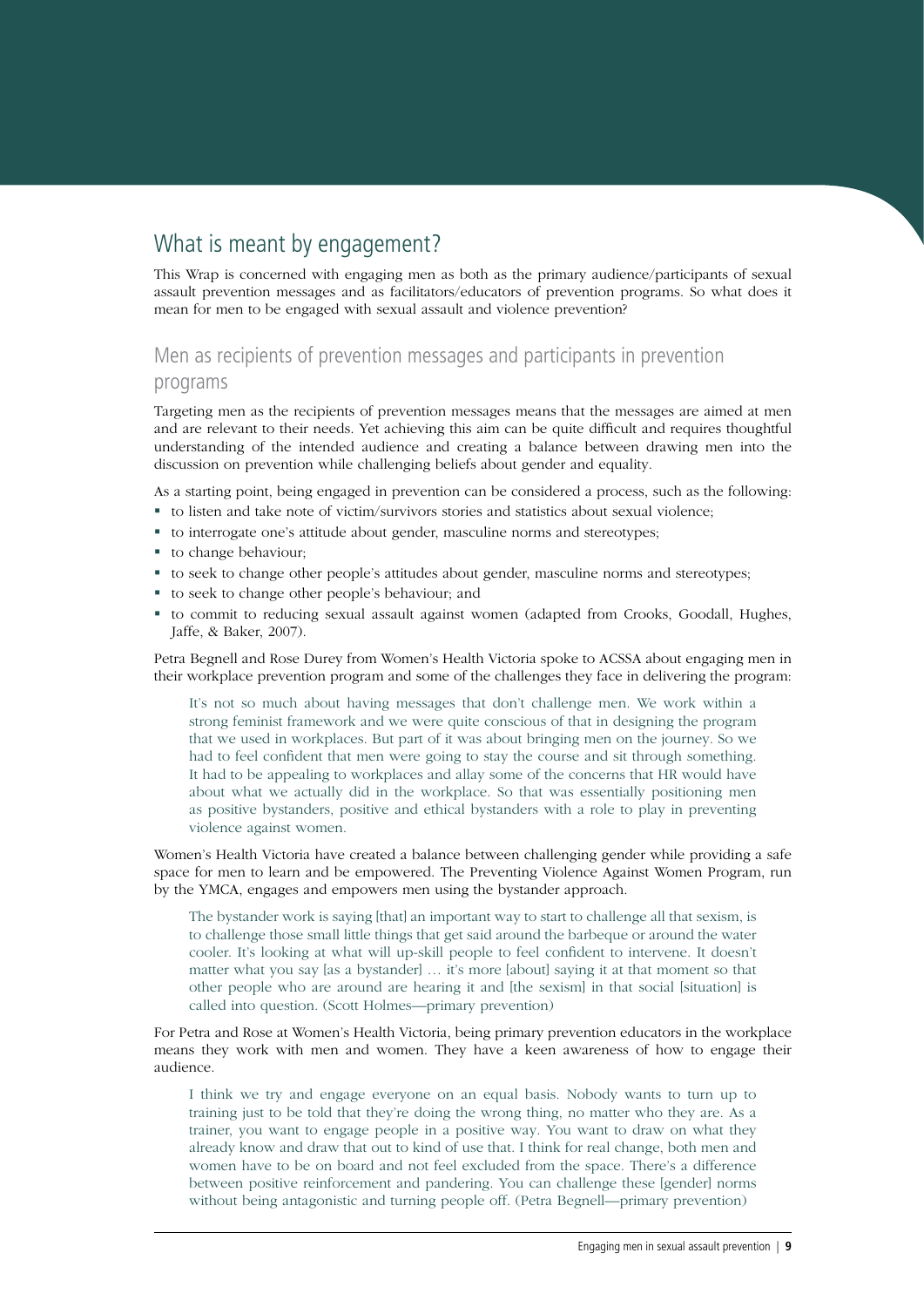## What is meant by engagement?

This Wrap is concerned with engaging men as both as the primary audience/participants of sexual assault prevention messages and as facilitators/educators of prevention programs. So what does it mean for men to be engaged with sexual assault and violence prevention?

### Men as recipients of prevention messages and participants in prevention programs

Targeting men as the recipients of prevention messages means that the messages are aimed at men and are relevant to their needs. Yet achieving this aim can be quite difficult and requires thoughtful understanding of the intended audience and creating a balance between drawing men into the discussion on prevention while challenging beliefs about gender and equality.

As a starting point, being engaged in prevention can be considered a process, such as the following:

- to listen and take note of victim/survivors stories and statistics about sexual violence;
- to interrogate one's attitude about gender, masculine norms and stereotypes;
- to change behaviour;
- to seek to change other people's attitudes about gender, masculine norms and stereotypes;
- to seek to change other people's behaviour; and
- to commit to reducing sexual assault against women (adapted from Crooks, Goodall, Hughes, Jaffe, & Baker, 2007).

Petra Begnell and Rose Durey from Women's Health Victoria spoke to ACSSA about engaging men in their workplace prevention program and some of the challenges they face in delivering the program:

> It's not so much about having messages that don't challenge men. We work within a strong feminist framework and we were quite conscious of that in designing the program that we used in workplaces. But part of it was about bringing men on the journey. So we had to feel confident that men were going to stay the course and sit through something. It had to be appealing to workplaces and allay some of the concerns that HR would have about what we actually did in the workplace. So that was essentially positioning men as positive bystanders, positive and ethical bystanders with a role to play in preventing violence against women.

Women's Health Victoria have created a balance between challenging gender while providing a safe space for men to learn and be empowered. The Preventing Violence Against Women Program, run by the YMCA, engages and empowers men using the bystander approach.

> The bystander work is saying [that] an important way to start to challenge all that sexism, is to challenge those small little things that get said around the barbeque or around the water cooler. It's looking at what will up-skill people to feel confident to intervene. It doesn't matter what you say [as a bystander] … it's more [about] saying it at that moment so that other people who are around are hearing it and [the sexism] in that social [situation] is called into question. (Scott Holmes—primary prevention)

For Petra and Rose at Women's Health Victoria, being primary prevention educators in the workplace means they work with men and women. They have a keen awareness of how to engage their audience.

> I think we try and engage everyone on an equal basis. Nobody wants to turn up to training just to be told that they're doing the wrong thing, no matter who they are. As a trainer, you want to engage people in a positive way. You want to draw on what they already know and draw that out to kind of use that. I think for real change, both men and women have to be on board and not feel excluded from the space. There's a difference between positive reinforcement and pandering. You can challenge these [gender] norms without being antagonistic and turning people off. (Petra Begnell—primary prevention)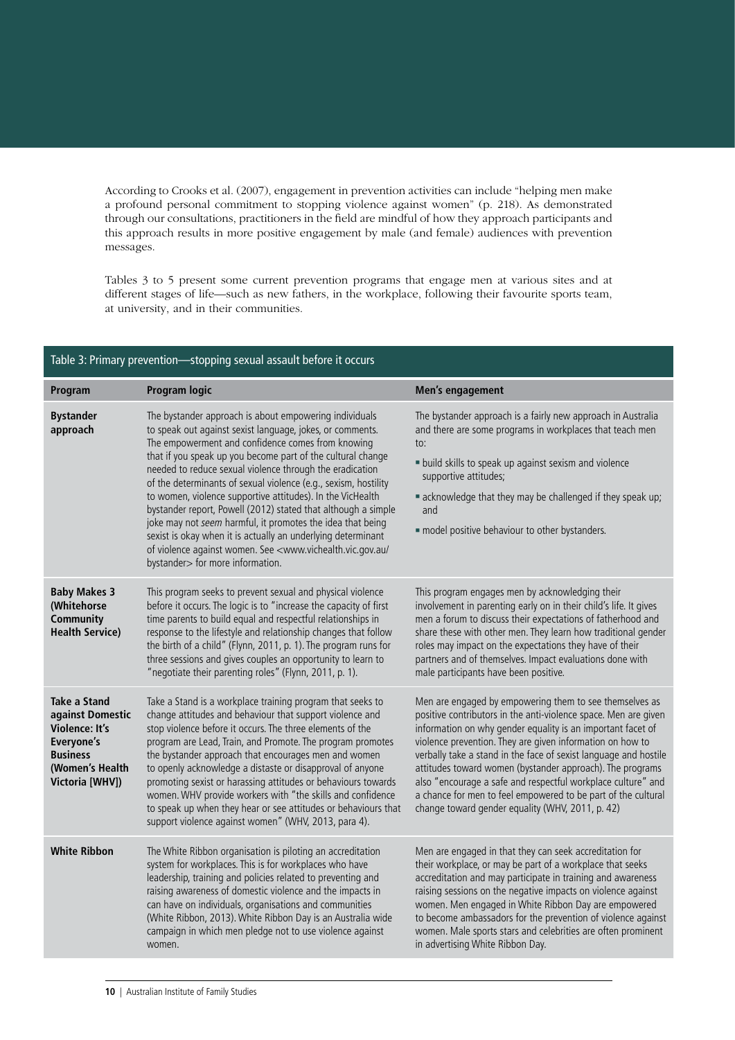According to Crooks et al. (2007), engagement in prevention activities can include "helping men make a profound personal commitment to stopping violence against women" (p. 218). As demonstrated through our consultations, practitioners in the field are mindful of how they approach participants and this approach results in more positive engagement by male (and female) audiences with prevention messages.

Tables 3 to 5 present some current prevention programs that engage men at various sites and at different stages of life—such as new fathers, in the workplace, following their favourite sports team, at university, and in their communities.

Table 3: Primary prevention—stopping sexual assault before it occurs

| Program | Program logic | Men's engagement |
|---|---|---|
| **Bystander approach** | The bystander approach is about empowering individuals to speak out against sexist language, jokes, or comments. The empowerment and confidence comes from knowing that if you speak up you become part of the cultural change needed to reduce sexual violence through the eradication of the determinants of sexual violence (e.g., sexism, hostility to women, violence supportive attitudes). In the VicHealth bystander report, Powell (2012) stated that although a simple joke may not *seem* harmful, it promotes the idea that being sexist is okay when it is actually an underlying determinant of violence against women. See <www.vichealth.vic.gov.au/bystander> for more information. | The bystander approach is a fairly new approach in Australia and there are some programs in workplaces that teach men to:<br>▪ build skills to speak up against sexism and violence supportive attitudes;<br>▪ acknowledge that they may be challenged if they speak up; and<br>▪ model positive behaviour to other bystanders. |
| **Baby Makes 3 (Whitehorse Community Health Service)** | This program seeks to prevent sexual and physical violence before it occurs. The logic is to "increase the capacity of first time parents to build equal and respectful relationships in response to the lifestyle and relationship changes that follow the birth of a child" (Flynn, 2011, p. 1). The program runs for three sessions and gives couples an opportunity to learn to "negotiate their parenting roles" (Flynn, 2011, p. 1). | This program engages men by acknowledging their involvement in parenting early on in their child's life. It gives men a forum to discuss their expectations of fatherhood and share these with other men. They learn how traditional gender roles may impact on the expectations they have of their partners and of themselves. Impact evaluations done with male participants have been positive. |
| **Take a Stand against Domestic Violence: It's Everyone's Business (Women's Health Victoria [WHV])** | Take a Stand is a workplace training program that seeks to change attitudes and behaviour that support violence and stop violence before it occurs. The three elements of the program are Lead, Train, and Promote. The program promotes the bystander approach that encourages men and women to openly acknowledge a distaste or disapproval of anyone promoting sexist or harassing attitudes or behaviours towards women. WHV provide workers with "the skills and confidence to speak up when they hear or see attitudes or behaviours that support violence against women" (WHV, 2013, para 4). | Men are engaged by empowering them to see themselves as positive contributors in the anti-violence space. Men are given information on why gender equality is an important facet of violence prevention. They are given information on how to verbally take a stand in the face of sexist language and hostile attitudes toward women (bystander approach). The programs also "encourage a safe and respectful workplace culture" and a chance for men to feel empowered to be part of the cultural change toward gender equality (WHV, 2011, p. 42) |
| **White Ribbon** | The White Ribbon organisation is piloting an accreditation system for workplaces. This is for workplaces who have leadership, training and policies related to preventing and raising awareness of domestic violence and the impacts in can have on individuals, organisations and communities (White Ribbon, 2013). White Ribbon Day is an Australia wide campaign in which men pledge not to use violence against women. | Men are engaged in that they can seek accreditation for their workplace, or may be part of a workplace that seeks accreditation and may participate in training and awareness raising sessions on the negative impacts on violence against women. Men engaged in White Ribbon Day are empowered to become ambassadors for the prevention of violence against women. Male sports stars and celebrities are often prominent in advertising White Ribbon Day. |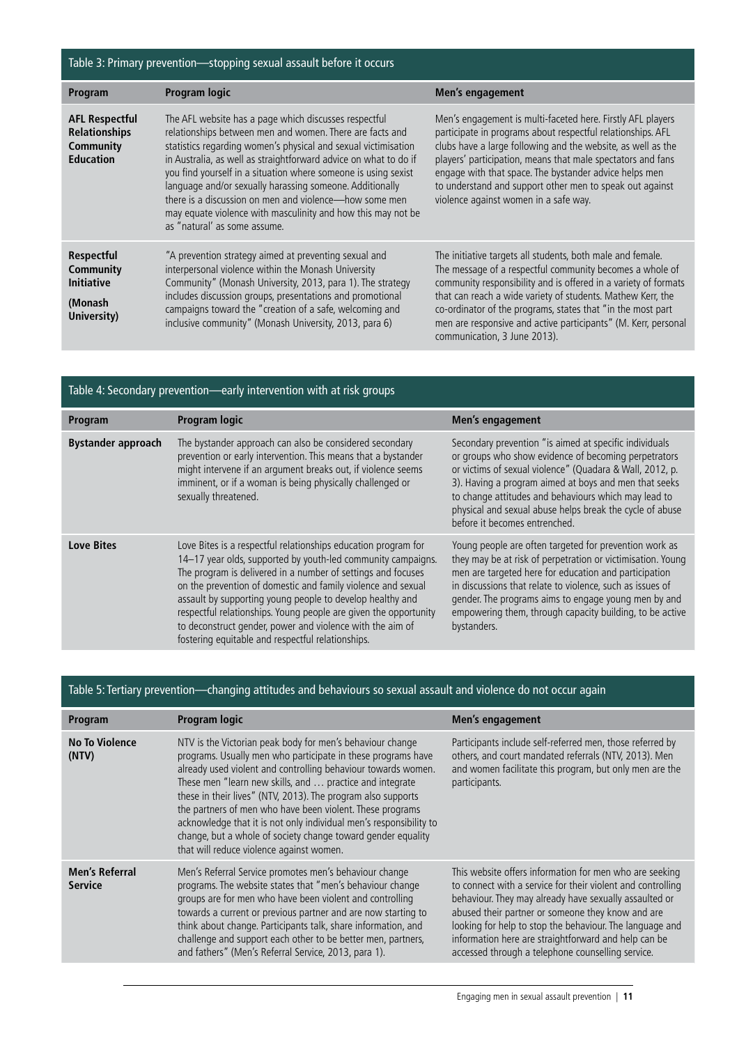| Table 3: Primary prevention—stopping sexual assault before it occurs | | |
|---|---|---|
| **Program** | **Program logic** | **Men's engagement** |
| **AFL Respectful Relationships Community Education** | The AFL website has a page which discusses respectful relationships between men and women. There are facts and statistics regarding women's physical and sexual victimisation in Australia, as well as straightforward advice on what to do if you find yourself in a situation where someone is using sexist language and/or sexually harassing someone. Additionally there is a discussion on men and violence—how some men may equate violence with masculinity and how this may not be as "natural' as some assume. | Men's engagement is multi-faceted here. Firstly AFL players participate in programs about respectful relationships. AFL clubs have a large following and the website, as well as the players' participation, means that male spectators and fans engage with that space. The bystander advice helps men to understand and support other men to speak out against violence against women in a safe way. |
| **Respectful Community Initiative (Monash University)** | "A prevention strategy aimed at preventing sexual and interpersonal violence within the Monash University Community" (Monash University, 2013, para 1). The strategy includes discussion groups, presentations and promotional campaigns toward the "creation of a safe, welcoming and inclusive community" (Monash University, 2013, para 6) | The initiative targets all students, both male and female. The message of a respectful community becomes a whole of community responsibility and is offered in a variety of formats that can reach a wide variety of students. Mathew Kerr, the co-ordinator of the programs, states that "in the most part men are responsive and active participants" (M. Kerr, personal communication, 3 June 2013). |

| Table 4: Secondary prevention—early intervention with at risk groups | | |
|---|---|---|
| **Program** | **Program logic** | **Men's engagement** |
| **Bystander approach** | The bystander approach can also be considered secondary prevention or early intervention. This means that a bystander might intervene if an argument breaks out, if violence seems imminent, or if a woman is being physically challenged or sexually threatened. | Secondary prevention "is aimed at specific individuals or groups who show evidence of becoming perpetrators or victims of sexual violence" (Quadara & Wall, 2012, p. 3). Having a program aimed at boys and men that seeks to change attitudes and behaviours which may lead to physical and sexual abuse helps break the cycle of abuse before it becomes entrenched. |
| **Love Bites** | Love Bites is a respectful relationships education program for 14–17 year olds, supported by youth-led community campaigns. The program is delivered in a number of settings and focuses on the prevention of domestic and family violence and sexual assault by supporting young people to develop healthy and respectful relationships. Young people are given the opportunity to deconstruct gender, power and violence with the aim of fostering equitable and respectful relationships. | Young people are often targeted for prevention work as they may be at risk of perpetration or victimisation. Young men are targeted here for education and participation in discussions that relate to violence, such as issues of gender. The programs aims to engage young men by and empowering them, through capacity building, to be active bystanders. |

| Table 5: Tertiary prevention—changing attitudes and behaviours so sexual assault and violence do not occur again | | |
|---|---|---|
| **Program** | **Program logic** | **Men's engagement** |
| **No To Violence (NTV)** | NTV is the Victorian peak body for men's behaviour change programs. Usually men who participate in these programs have already used violent and controlling behaviour towards women. These men "learn new skills, and … practice and integrate these in their lives" (NTV, 2013). The program also supports the partners of men who have been violent. These programs acknowledge that it is not only individual men's responsibility to change, but a whole of society change toward gender equality that will reduce violence against women. | Participants include self-referred men, those referred by others, and court mandated referrals (NTV, 2013). Men and women facilitate this program, but only men are the participants. |
| **Men's Referral Service** | Men's Referral Service promotes men's behaviour change programs. The website states that "men's behaviour change groups are for men who have been violent and controlling towards a current or previous partner and are now starting to think about change. Participants talk, share information, and challenge and support each other to be better men, partners, and fathers" (Men's Referral Service, 2013, para 1). | This website offers information for men who are seeking to connect with a service for their violent and controlling behaviour. They may already have sexually assaulted or abused their partner or someone they know and are looking for help to stop the behaviour. The language and information here are straightforward and help can be accessed through a telephone counselling service. |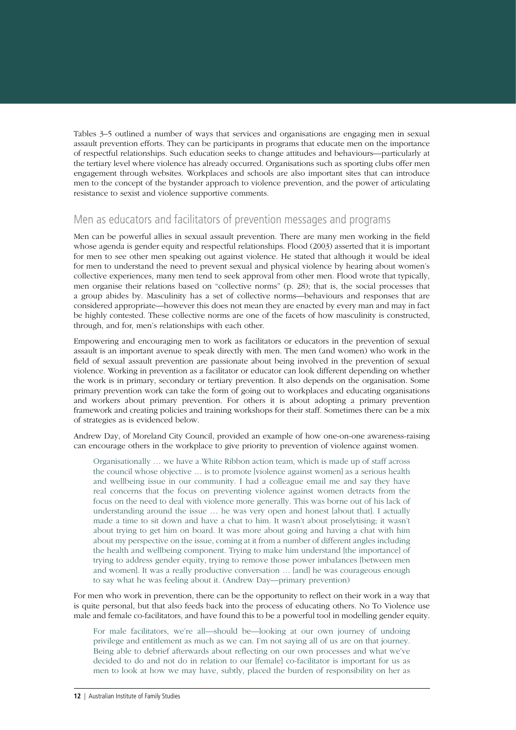Tables 3–5 outlined a number of ways that services and organisations are engaging men in sexual assault prevention efforts. They can be participants in programs that educate men on the importance of respectful relationships. Such education seeks to change attitudes and behaviours—particularly at the tertiary level where violence has already occurred. Organisations such as sporting clubs offer men engagement through websites. Workplaces and schools are also important sites that can introduce men to the concept of the bystander approach to violence prevention, and the power of articulating resistance to sexist and violence supportive comments.

## Men as educators and facilitators of prevention messages and programs

Men can be powerful allies in sexual assault prevention. There are many men working in the field whose agenda is gender equity and respectful relationships. Flood (2003) asserted that it is important for men to see other men speaking out against violence. He stated that although it would be ideal for men to understand the need to prevent sexual and physical violence by hearing about women's collective experiences, many men tend to seek approval from other men. Flood wrote that typically, men organise their relations based on "collective norms" (p. 28); that is, the social processes that a group abides by. Masculinity has a set of collective norms—behaviours and responses that are considered appropriate—however this does not mean they are enacted by every man and may in fact be highly contested. These collective norms are one of the facets of how masculinity is constructed, through, and for, men's relationships with each other.

Empowering and encouraging men to work as facilitators or educators in the prevention of sexual assault is an important avenue to speak directly with men. The men (and women) who work in the field of sexual assault prevention are passionate about being involved in the prevention of sexual violence. Working in prevention as a facilitator or educator can look different depending on whether the work is in primary, secondary or tertiary prevention. It also depends on the organisation. Some primary prevention work can take the form of going out to workplaces and educating organisations and workers about primary prevention. For others it is about adopting a primary prevention framework and creating policies and training workshops for their staff. Sometimes there can be a mix of strategies as is evidenced below.

Andrew Day, of Moreland City Council, provided an example of how one-on-one awareness-raising can encourage others in the workplace to give priority to prevention of violence against women.

> Organisationally … we have a White Ribbon action team, which is made up of staff across the council whose objective … is to promote [violence against women] as a serious health and wellbeing issue in our community. I had a colleague email me and say they have real concerns that the focus on preventing violence against women detracts from the focus on the need to deal with violence more generally. This was borne out of his lack of understanding around the issue … he was very open and honest [about that]. I actually made a time to sit down and have a chat to him. It wasn't about proselytising; it wasn't about trying to get him on board. It was more about going and having a chat with him about my perspective on the issue, coming at it from a number of different angles including the health and wellbeing component. Trying to make him understand [the importance] of trying to address gender equity, trying to remove those power imbalances [between men and women]. It was a really productive conversation … [and] he was courageous enough to say what he was feeling about it. (Andrew Day—primary prevention)

For men who work in prevention, there can be the opportunity to reflect on their work in a way that is quite personal, but that also feeds back into the process of educating others. No To Violence use male and female co-facilitators, and have found this to be a powerful tool in modelling gender equity.

> For male facilitators, we're all—should be—looking at our own journey of undoing privilege and entitlement as much as we can. I'm not saying all of us are on that journey. Being able to debrief afterwards about reflecting on our own processes and what we've decided to do and not do in relation to our [female] co-facilitator is important for us as men to look at how we may have, subtly, placed the burden of responsibility on her as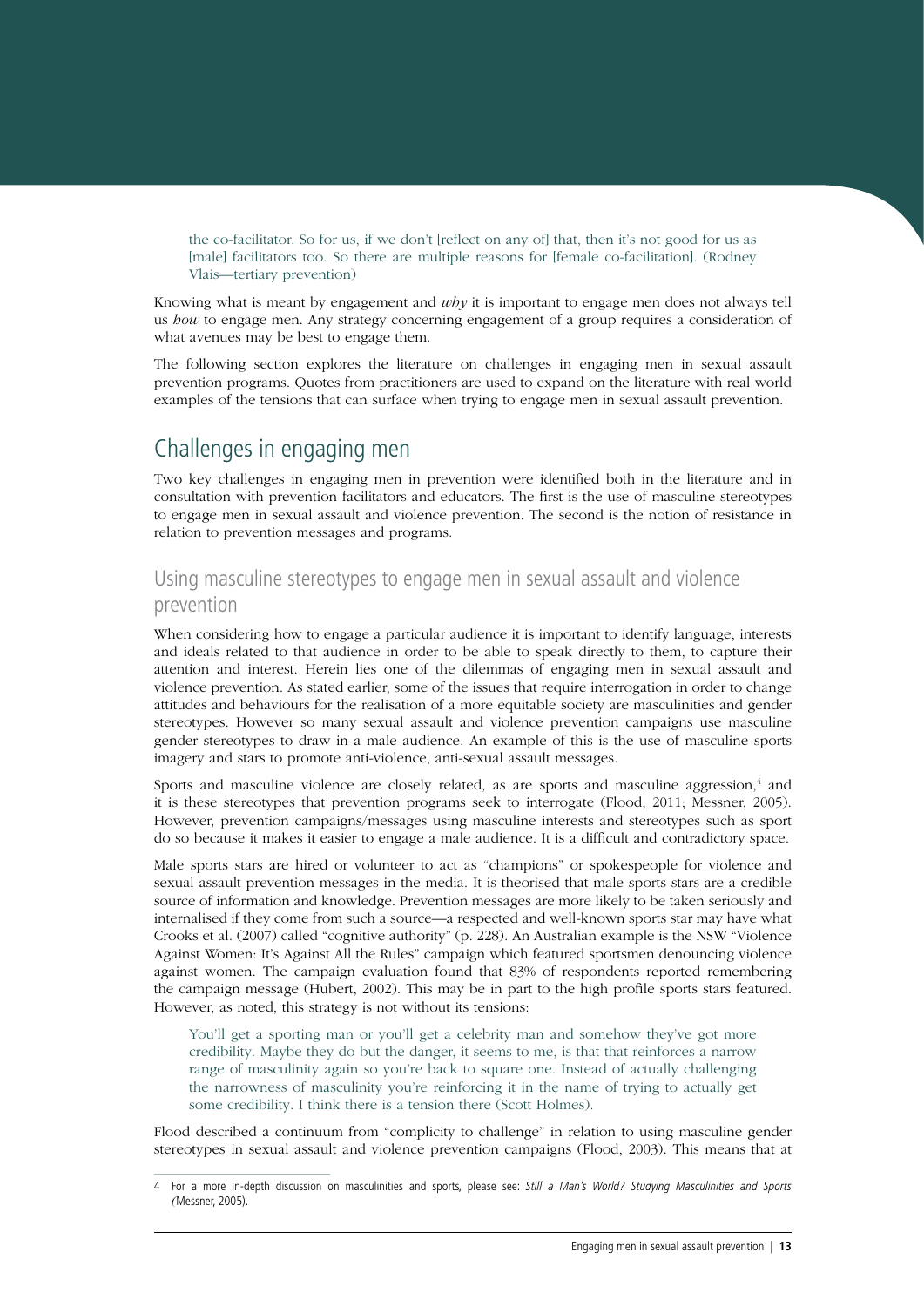the co-facilitator. So for us, if we don't [reflect on any of] that, then it's not good for us as [male] facilitators too. So there are multiple reasons for [female co-facilitation]. (Rodney Vlais—tertiary prevention)

Knowing what is meant by engagement and *why* it is important to engage men does not always tell us *how* to engage men. Any strategy concerning engagement of a group requires a consideration of what avenues may be best to engage them.

The following section explores the literature on challenges in engaging men in sexual assault prevention programs. Quotes from practitioners are used to expand on the literature with real world examples of the tensions that can surface when trying to engage men in sexual assault prevention.

## Challenges in engaging men

Two key challenges in engaging men in prevention were identified both in the literature and in consultation with prevention facilitators and educators. The first is the use of masculine stereotypes to engage men in sexual assault and violence prevention. The second is the notion of resistance in relation to prevention messages and programs.

### Using masculine stereotypes to engage men in sexual assault and violence prevention

When considering how to engage a particular audience it is important to identify language, interests and ideals related to that audience in order to be able to speak directly to them, to capture their attention and interest. Herein lies one of the dilemmas of engaging men in sexual assault and violence prevention. As stated earlier, some of the issues that require interrogation in order to change attitudes and behaviours for the realisation of a more equitable society are masculinities and gender stereotypes. However so many sexual assault and violence prevention campaigns use masculine gender stereotypes to draw in a male audience. An example of this is the use of masculine sports imagery and stars to promote anti-violence, anti-sexual assault messages.

Sports and masculine violence are closely related, as are sports and masculine aggression,[4] and it is these stereotypes that prevention programs seek to interrogate (Flood, 2011; Messner, 2005). However, prevention campaigns/messages using masculine interests and stereotypes such as sport do so because it makes it easier to engage a male audience. It is a difficult and contradictory space.

Male sports stars are hired or volunteer to act as "champions" or spokespeople for violence and sexual assault prevention messages in the media. It is theorised that male sports stars are a credible source of information and knowledge. Prevention messages are more likely to be taken seriously and internalised if they come from such a source—a respected and well-known sports star may have what Crooks et al. (2007) called "cognitive authority" (p. 228). An Australian example is the NSW "Violence Against Women: It's Against All the Rules" campaign which featured sportsmen denouncing violence against women. The campaign evaluation found that 83% of respondents reported remembering the campaign message (Hubert, 2002). This may be in part to the high profile sports stars featured. However, as noted, this strategy is not without its tensions:

> You'll get a sporting man or you'll get a celebrity man and somehow they've got more credibility. Maybe they do but the danger, it seems to me, is that that reinforces a narrow range of masculinity again so you're back to square one. Instead of actually challenging the narrowness of masculinity you're reinforcing it in the name of trying to actually get some credibility. I think there is a tension there (Scott Holmes).

Flood described a continuum from "complicity to challenge" in relation to using masculine gender stereotypes in sexual assault and violence prevention campaigns (Flood, 2003). This means that at

---

4 For a more in-depth discussion on masculinities and sports, please see: *Still a Man's World? Studying Masculinities and Sports* (Messner, 2005).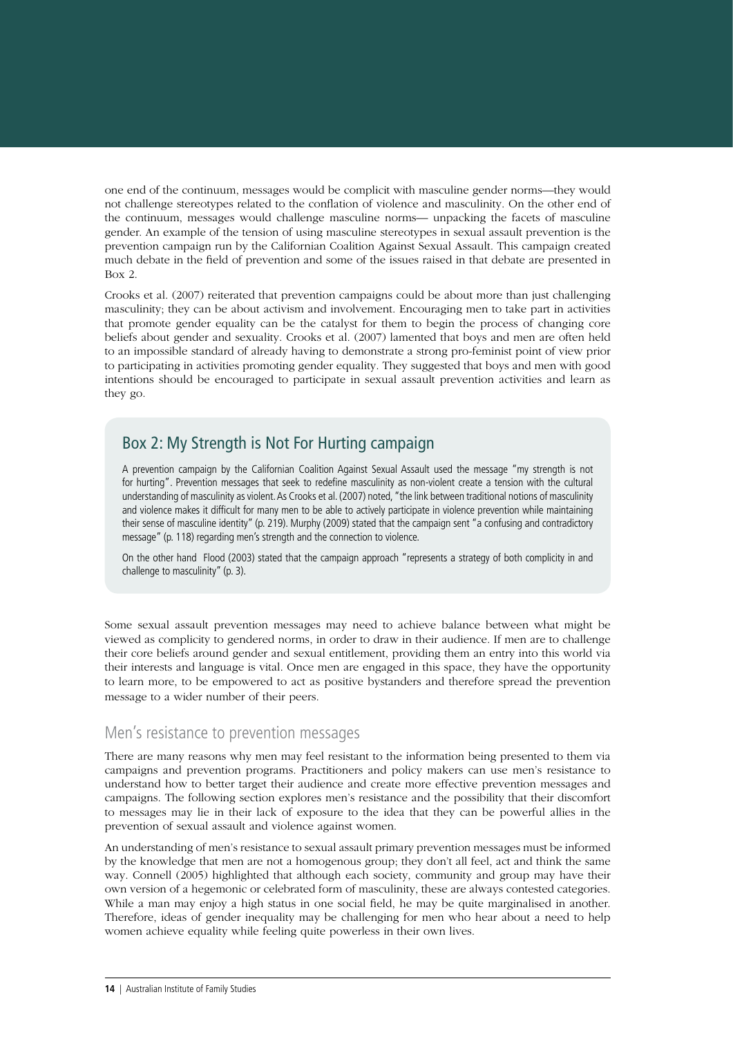one end of the continuum, messages would be complicit with masculine gender norms—they would not challenge stereotypes related to the conflation of violence and masculinity. On the other end of the continuum, messages would challenge masculine norms— unpacking the facets of masculine gender. An example of the tension of using masculine stereotypes in sexual assault prevention is the prevention campaign run by the Californian Coalition Against Sexual Assault. This campaign created much debate in the field of prevention and some of the issues raised in that debate are presented in Box 2.

Crooks et al. (2007) reiterated that prevention campaigns could be about more than just challenging masculinity; they can be about activism and involvement. Encouraging men to take part in activities that promote gender equality can be the catalyst for them to begin the process of changing core beliefs about gender and sexuality. Crooks et al. (2007) lamented that boys and men are often held to an impossible standard of already having to demonstrate a strong pro-feminist point of view prior to participating in activities promoting gender equality. They suggested that boys and men with good intentions should be encouraged to participate in sexual assault prevention activities and learn as they go.

### Box 2: My Strength is Not For Hurting campaign

A prevention campaign by the Californian Coalition Against Sexual Assault used the message "my strength is not for hurting". Prevention messages that seek to redefine masculinity as non-violent create a tension with the cultural understanding of masculinity as violent. As Crooks et al. (2007) noted, "the link between traditional notions of masculinity and violence makes it difficult for many men to be able to actively participate in violence prevention while maintaining their sense of masculine identity" (p. 219). Murphy (2009) stated that the campaign sent "a confusing and contradictory message" (p. 118) regarding men's strength and the connection to violence.

On the other hand Flood (2003) stated that the campaign approach "represents a strategy of both complicity in and challenge to masculinity" (p. 3).

Some sexual assault prevention messages may need to achieve balance between what might be viewed as complicity to gendered norms, in order to draw in their audience. If men are to challenge their core beliefs around gender and sexual entitlement, providing them an entry into this world via their interests and language is vital. Once men are engaged in this space, they have the opportunity to learn more, to be empowered to act as positive bystanders and therefore spread the prevention message to a wider number of their peers.

## Men's resistance to prevention messages

There are many reasons why men may feel resistant to the information being presented to them via campaigns and prevention programs. Practitioners and policy makers can use men's resistance to understand how to better target their audience and create more effective prevention messages and campaigns. The following section explores men's resistance and the possibility that their discomfort to messages may lie in their lack of exposure to the idea that they can be powerful allies in the prevention of sexual assault and violence against women.

An understanding of men's resistance to sexual assault primary prevention messages must be informed by the knowledge that men are not a homogenous group; they don't all feel, act and think the same way. Connell (2005) highlighted that although each society, community and group may have their own version of a hegemonic or celebrated form of masculinity, these are always contested categories. While a man may enjoy a high status in one social field, he may be quite marginalised in another. Therefore, ideas of gender inequality may be challenging for men who hear about a need to help women achieve equality while feeling quite powerless in their own lives.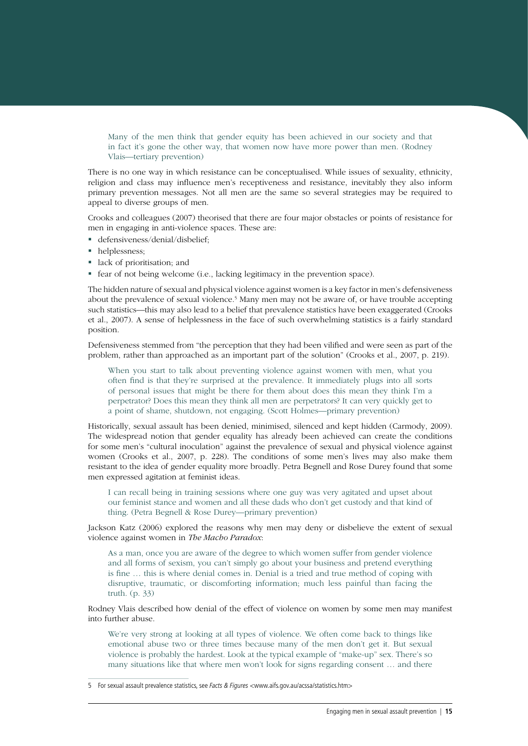> Many of the men think that gender equity has been achieved in our society and that in fact it's gone the other way, that women now have more power than men. (Rodney Vlais—tertiary prevention)

There is no one way in which resistance can be conceptualised. While issues of sexuality, ethnicity, religion and class may influence men's receptiveness and resistance, inevitably they also inform primary prevention messages. Not all men are the same so several strategies may be required to appeal to diverse groups of men.

Crooks and colleagues (2007) theorised that there are four major obstacles or points of resistance for men in engaging in anti-violence spaces. These are:

- defensiveness/denial/disbelief;
- helplessness;
- lack of prioritisation; and
- fear of not being welcome (i.e., lacking legitimacy in the prevention space).

The hidden nature of sexual and physical violence against women is a key factor in men's defensiveness about the prevalence of sexual violence.[5] Many men may not be aware of, or have trouble accepting such statistics—this may also lead to a belief that prevalence statistics have been exaggerated (Crooks et al., 2007). A sense of helplessness in the face of such overwhelming statistics is a fairly standard position.

Defensiveness stemmed from "the perception that they had been vilified and were seen as part of the problem, rather than approached as an important part of the solution" (Crooks et al., 2007, p. 219).

> When you start to talk about preventing violence against women with men, what you often find is that they're surprised at the prevalence. It immediately plugs into all sorts of personal issues that might be there for them about does this mean they think I'm a perpetrator? Does this mean they think all men are perpetrators? It can very quickly get to a point of shame, shutdown, not engaging. (Scott Holmes—primary prevention)

Historically, sexual assault has been denied, minimised, silenced and kept hidden (Carmody, 2009). The widespread notion that gender equality has already been achieved can create the conditions for some men's "cultural inoculation" against the prevalence of sexual and physical violence against women (Crooks et al., 2007, p. 228). The conditions of some men's lives may also make them resistant to the idea of gender equality more broadly. Petra Begnell and Rose Durey found that some men expressed agitation at feminist ideas.

> I can recall being in training sessions where one guy was very agitated and upset about our feminist stance and women and all these dads who don't get custody and that kind of thing. (Petra Begnell & Rose Durey—primary prevention)

Jackson Katz (2006) explored the reasons why men may deny or disbelieve the extent of sexual violence against women in *The Macho Paradox*:

> As a man, once you are aware of the degree to which women suffer from gender violence and all forms of sexism, you can't simply go about your business and pretend everything is fine … this is where denial comes in. Denial is a tried and true method of coping with disruptive, traumatic, or discomforting information; much less painful than facing the truth. (p. 33)

Rodney Vlais described how denial of the effect of violence on women by some men may manifest into further abuse.

> We're very strong at looking at all types of violence. We often come back to things like emotional abuse two or three times because many of the men don't get it. But sexual violence is probably the hardest. Look at the typical example of "make-up" sex. There's so many situations like that where men won't look for signs regarding consent … and there

5 For sexual assault prevalence statistics, see *Facts & Figures* <www.aifs.gov.au/acssa/statistics.htm>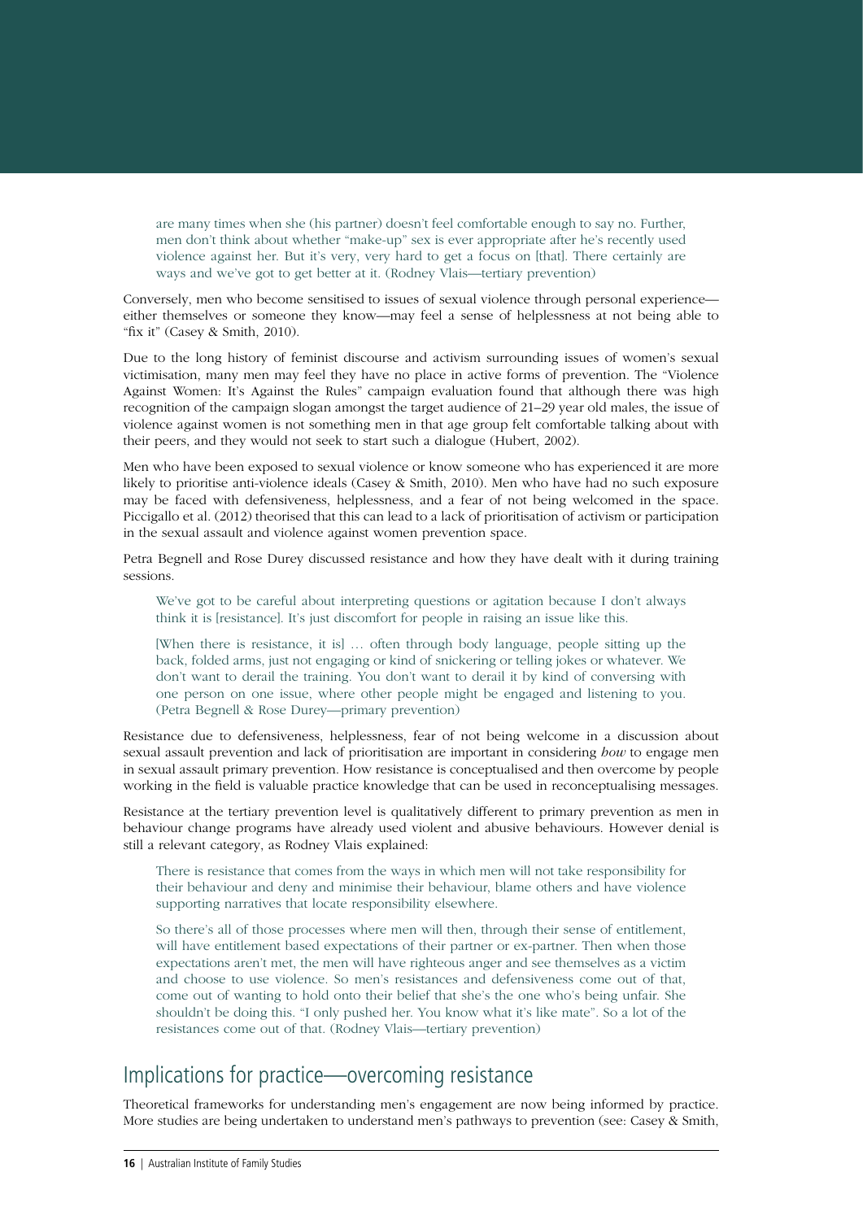> are many times when she (his partner) doesn't feel comfortable enough to say no. Further, men don't think about whether "make-up" sex is ever appropriate after he's recently used violence against her. But it's very, very hard to get a focus on [that]. There certainly are ways and we've got to get better at it. (Rodney Vlais—tertiary prevention)

Conversely, men who become sensitised to issues of sexual violence through personal experience—either themselves or someone they know—may feel a sense of helplessness at not being able to "fix it" (Casey & Smith, 2010).

Due to the long history of feminist discourse and activism surrounding issues of women's sexual victimisation, many men may feel they have no place in active forms of prevention. The "Violence Against Women: It's Against the Rules" campaign evaluation found that although there was high recognition of the campaign slogan amongst the target audience of 21–29 year old males, the issue of violence against women is not something men in that age group felt comfortable talking about with their peers, and they would not seek to start such a dialogue (Hubert, 2002).

Men who have been exposed to sexual violence or know someone who has experienced it are more likely to prioritise anti-violence ideals (Casey & Smith, 2010). Men who have had no such exposure may be faced with defensiveness, helplessness, and a fear of not being welcomed in the space. Piccigallo et al. (2012) theorised that this can lead to a lack of prioritisation of activism or participation in the sexual assault and violence against women prevention space.

Petra Begnell and Rose Durey discussed resistance and how they have dealt with it during training sessions.

> We've got to be careful about interpreting questions or agitation because I don't always think it is [resistance]. It's just discomfort for people in raising an issue like this.
>
> [When there is resistance, it is] … often through body language, people sitting up the back, folded arms, just not engaging or kind of snickering or telling jokes or whatever. We don't want to derail the training. You don't want to derail it by kind of conversing with one person on one issue, where other people might be engaged and listening to you. (Petra Begnell & Rose Durey—primary prevention)

Resistance due to defensiveness, helplessness, fear of not being welcome in a discussion about sexual assault prevention and lack of prioritisation are important in considering *how* to engage men in sexual assault primary prevention. How resistance is conceptualised and then overcome by people working in the field is valuable practice knowledge that can be used in reconceptualising messages.

Resistance at the tertiary prevention level is qualitatively different to primary prevention as men in behaviour change programs have already used violent and abusive behaviours. However denial is still a relevant category, as Rodney Vlais explained:

> There is resistance that comes from the ways in which men will not take responsibility for their behaviour and deny and minimise their behaviour, blame others and have violence supporting narratives that locate responsibility elsewhere.
>
> So there's all of those processes where men will then, through their sense of entitlement, will have entitlement based expectations of their partner or ex-partner. Then when those expectations aren't met, the men will have righteous anger and see themselves as a victim and choose to use violence. So men's resistances and defensiveness come out of that, come out of wanting to hold onto their belief that she's the one who's being unfair. She shouldn't be doing this. "I only pushed her. You know what it's like mate". So a lot of the resistances come out of that. (Rodney Vlais—tertiary prevention)

## Implications for practice—overcoming resistance

Theoretical frameworks for understanding men's engagement are now being informed by practice. More studies are being undertaken to understand men's pathways to prevention (see: Casey & Smith,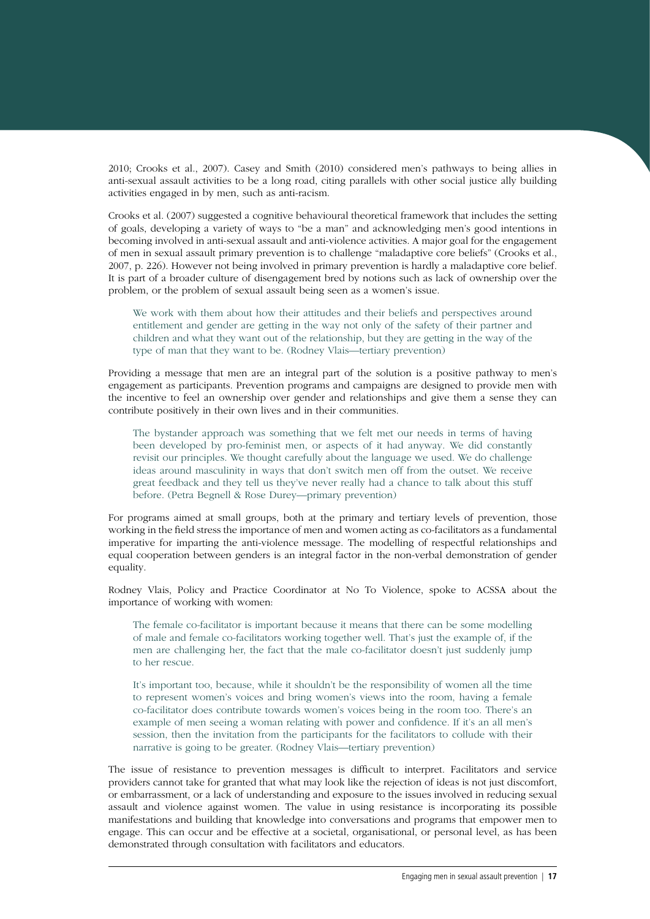2010; Crooks et al., 2007). Casey and Smith (2010) considered men's pathways to being allies in anti-sexual assault activities to be a long road, citing parallels with other social justice ally building activities engaged in by men, such as anti-racism.

Crooks et al. (2007) suggested a cognitive behavioural theoretical framework that includes the setting of goals, developing a variety of ways to "be a man" and acknowledging men's good intentions in becoming involved in anti-sexual assault and anti-violence activities. A major goal for the engagement of men in sexual assault primary prevention is to challenge "maladaptive core beliefs" (Crooks et al., 2007, p. 226). However not being involved in primary prevention is hardly a maladaptive core belief. It is part of a broader culture of disengagement bred by notions such as lack of ownership over the problem, or the problem of sexual assault being seen as a women's issue.

> We work with them about how their attitudes and their beliefs and perspectives around entitlement and gender are getting in the way not only of the safety of their partner and children and what they want out of the relationship, but they are getting in the way of the type of man that they want to be. (Rodney Vlais—tertiary prevention)

Providing a message that men are an integral part of the solution is a positive pathway to men's engagement as participants. Prevention programs and campaigns are designed to provide men with the incentive to feel an ownership over gender and relationships and give them a sense they can contribute positively in their own lives and in their communities.

> The bystander approach was something that we felt met our needs in terms of having been developed by pro-feminist men, or aspects of it had anyway. We did constantly revisit our principles. We thought carefully about the language we used. We do challenge ideas around masculinity in ways that don't switch men off from the outset. We receive great feedback and they tell us they've never really had a chance to talk about this stuff before. (Petra Begnell & Rose Durey—primary prevention)

For programs aimed at small groups, both at the primary and tertiary levels of prevention, those working in the field stress the importance of men and women acting as co-facilitators as a fundamental imperative for imparting the anti-violence message. The modelling of respectful relationships and equal cooperation between genders is an integral factor in the non-verbal demonstration of gender equality.

Rodney Vlais, Policy and Practice Coordinator at No To Violence, spoke to ACSSA about the importance of working with women:

> The female co-facilitator is important because it means that there can be some modelling of male and female co-facilitators working together well. That's just the example of, if the men are challenging her, the fact that the male co-facilitator doesn't just suddenly jump to her rescue.
>
> It's important too, because, while it shouldn't be the responsibility of women all the time to represent women's voices and bring women's views into the room, having a female co-facilitator does contribute towards women's voices being in the room too. There's an example of men seeing a woman relating with power and confidence. If it's an all men's session, then the invitation from the participants for the facilitators to collude with their narrative is going to be greater. (Rodney Vlais—tertiary prevention)

The issue of resistance to prevention messages is difficult to interpret. Facilitators and service providers cannot take for granted that what may look like the rejection of ideas is not just discomfort, or embarrassment, or a lack of understanding and exposure to the issues involved in reducing sexual assault and violence against women. The value in using resistance is incorporating its possible manifestations and building that knowledge into conversations and programs that empower men to engage. This can occur and be effective at a societal, organisational, or personal level, as has been demonstrated through consultation with facilitators and educators.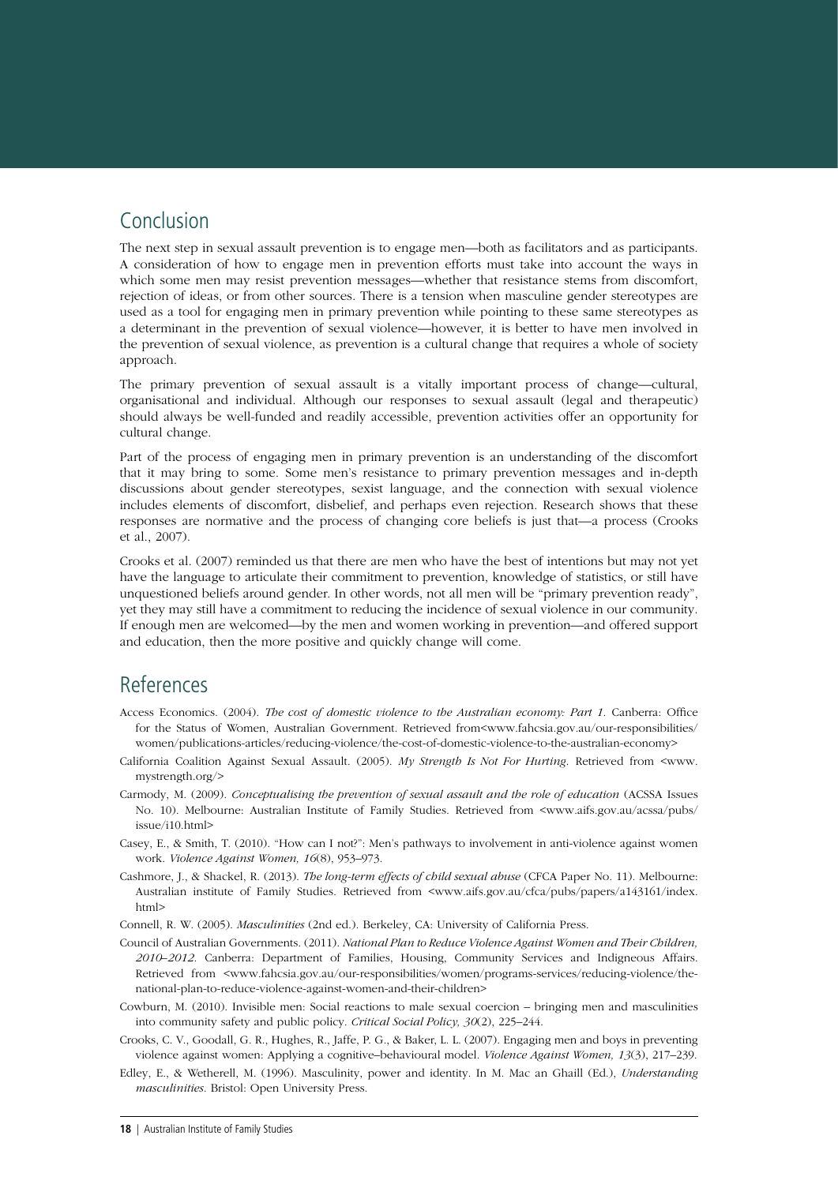## Conclusion

The next step in sexual assault prevention is to engage men—both as facilitators and as participants. A consideration of how to engage men in prevention efforts must take into account the ways in which some men may resist prevention messages—whether that resistance stems from discomfort, rejection of ideas, or from other sources. There is a tension when masculine gender stereotypes are used as a tool for engaging men in primary prevention while pointing to these same stereotypes as a determinant in the prevention of sexual violence—however, it is better to have men involved in the prevention of sexual violence, as prevention is a cultural change that requires a whole of society approach.

The primary prevention of sexual assault is a vitally important process of change—cultural, organisational and individual. Although our responses to sexual assault (legal and therapeutic) should always be well-funded and readily accessible, prevention activities offer an opportunity for cultural change.

Part of the process of engaging men in primary prevention is an understanding of the discomfort that it may bring to some. Some men's resistance to primary prevention messages and in-depth discussions about gender stereotypes, sexist language, and the connection with sexual violence includes elements of discomfort, disbelief, and perhaps even rejection. Research shows that these responses are normative and the process of changing core beliefs is just that—a process (Crooks et al., 2007).

Crooks et al. (2007) reminded us that there are men who have the best of intentions but may not yet have the language to articulate their commitment to prevention, knowledge of statistics, or still have unquestioned beliefs around gender. In other words, not all men will be "primary prevention ready", yet they may still have a commitment to reducing the incidence of sexual violence in our community. If enough men are welcomed—by the men and women working in prevention—and offered support and education, then the more positive and quickly change will come.

## References

Access Economics. (2004). *The cost of domestic violence to the Australian economy: Part 1*. Canberra: Office for the Status of Women, Australian Government. Retrieved from<www.fahcsia.gov.au/our-responsibilities/women/publications-articles/reducing-violence/the-cost-of-domestic-violence-to-the-australian-economy>

California Coalition Against Sexual Assault. (2005). *My Strength Is Not For Hurting*. Retrieved from <www.mystrength.org/>

Carmody, M. (2009). *Conceptualising the prevention of sexual assault and the role of education* (ACSSA Issues No. 10). Melbourne: Australian Institute of Family Studies. Retrieved from <www.aifs.gov.au/acssa/pubs/issue/i10.html>

Casey, E., & Smith, T. (2010). "How can I not?": Men's pathways to involvement in anti-violence against women work. *Violence Against Women, 16*(8), 953–973.

Cashmore, J., & Shackel, R. (2013). *The long-term effects of child sexual abuse* (CFCA Paper No. 11). Melbourne: Australian institute of Family Studies. Retrieved from <www.aifs.gov.au/cfca/pubs/papers/a143161/index.html>

Connell, R. W. (2005). *Masculinities* (2nd ed.). Berkeley, CA: University of California Press.

Council of Australian Governments. (2011). *National Plan to Reduce Violence Against Women and Their Children, 2010–2012*. Canberra: Department of Families, Housing, Community Services and Indigneous Affairs. Retrieved from <www.fahcsia.gov.au/our-responsibilities/women/programs-services/reducing-violence/the-national-plan-to-reduce-violence-against-women-and-their-children>

Cowburn, M. (2010). Invisible men: Social reactions to male sexual coercion – bringing men and masculinities into community safety and public policy. *Critical Social Policy, 30*(2), 225–244.

Crooks, C. V., Goodall, G. R., Hughes, R., Jaffe, P. G., & Baker, L. L. (2007). Engaging men and boys in preventing violence against women: Applying a cognitive–behavioural model. *Violence Against Women, 13*(3), 217–239.

Edley, E., & Wetherell, M. (1996). Masculinity, power and identity. In M. Mac an Ghaill (Ed.), *Understanding masculinities*. Bristol: Open University Press.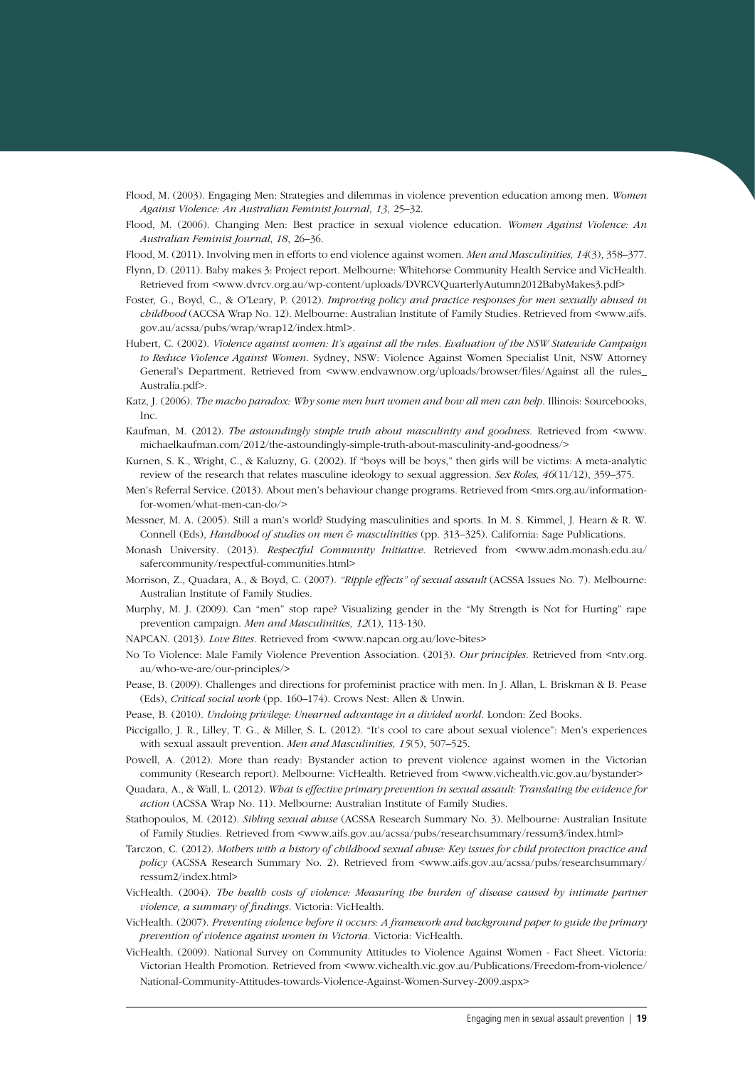Flood, M. (2003). Engaging Men: Strategies and dilemmas in violence prevention education among men. *Women Against Violence: An Australian Feminist Journal*, *13*, 25–32.

Flood, M. (2006). Changing Men: Best practice in sexual violence education. *Women Against Violence: An Australian Feminist Journal*, *18*, 26–36.

Flood, M. (2011). Involving men in efforts to end violence against women. *Men and Masculinities, 14*(3), 358–377.

Flynn, D. (2011). Baby makes 3: Project report. Melbourne: Whitehorse Community Health Service and VicHealth. Retrieved from <www.dvrcv.org.au/wp-content/uploads/DVRCVQuarterlyAutumn2012BabyMakes3.pdf>

Foster, G., Boyd, C., & O'Leary, P. (2012). *Improving policy and practice responses for men sexually abused in childhood* (ACCSA Wrap No. 12). Melbourne: Australian Institute of Family Studies. Retrieved from <www.aifs.gov.au/acssa/pubs/wrap/wrap12/index.html>.

Hubert, C. (2002). *Violence against women: It's against all the rules*. *Evaluation of the NSW Statewide Campaign to Reduce Violence Against Women*. Sydney, NSW: Violence Against Women Specialist Unit, NSW Attorney General's Department. Retrieved from <www.endvawnow.org/uploads/browser/files/Against all the rules_Australia.pdf>.

Katz, J. (2006). *The macho paradox: Why some men hurt women and how all men can help*. Illinois: Sourcebooks, Inc.

Kaufman, M. (2012). *The astoundingly simple truth about masculinity and goodness*. Retrieved from <www.michaelkaufman.com/2012/the-astoundingly-simple-truth-about-masculinity-and-goodness/>

Kurnen, S. K., Wright, C., & Kaluzny, G. (2002). If "boys will be boys," then girls will be victims: A meta-analytic review of the research that relates masculine ideology to sexual aggression. *Sex Roles, 46*(11/12), 359–375.

Men's Referral Service. (2013). About men's behaviour change programs. Retrieved from <mrs.org.au/information-for-women/what-men-can-do/>

Messner, M. A. (2005). Still a man's world? Studying masculinities and sports. In M. S. Kimmel, J. Hearn & R. W. Connell (Eds), *Handbook of studies on men & masculinities* (pp. 313–325). California: Sage Publications.

Monash University. (2013). *Respectful Community Initiative*. Retrieved from <www.adm.monash.edu.au/safercommunity/respectful-communities.html>

Morrison, Z., Quadara, A., & Boyd, C. (2007). *"Ripple effects" of sexual assault* (ACSSA Issues No. 7). Melbourne: Australian Institute of Family Studies.

Murphy, M. J. (2009). Can "men" stop rape? Visualizing gender in the "My Strength is Not for Hurting" rape prevention campaign. *Men and Masculinities, 12*(1), 113-130.

NAPCAN. (2013). *Love Bites*. Retrieved from <www.napcan.org.au/love-bites>

No To Violence: Male Family Violence Prevention Association. (2013). *Our principles*. Retrieved from <ntv.org.au/who-we-are/our-principles/>

Pease, B. (2009). Challenges and directions for profeminist practice with men. In J. Allan, L. Briskman & B. Pease (Eds), *Critical social work* (pp. 160–174). Crows Nest: Allen & Unwin.

Pease, B. (2010). *Undoing privilege: Unearned advantage in a divided world*. London: Zed Books.

Piccigallo, J. R., Lilley, T. G., & Miller, S. L. (2012). "It's cool to care about sexual violence": Men's experiences with sexual assault prevention. *Men and Masculinities, 15*(5), 507–525.

Powell, A. (2012). More than ready: Bystander action to prevent violence against women in the Victorian community (Research report). Melbourne: VicHealth. Retrieved from <www.vichealth.vic.gov.au/bystander>

Quadara, A., & Wall, L. (2012). *What is effective primary prevention in sexual assault: Translating the evidence for action* (ACSSA Wrap No. 11). Melbourne: Australian Institute of Family Studies.

Stathopoulos, M. (2012). *Sibling sexual abuse* (ACSSA Research Summary No. 3). Melbourne: Australian Insitute of Family Studies. Retrieved from <www.aifs.gov.au/acssa/pubs/researchsummary/ressum3/index.html>

Tarczon, C. (2012). *Mothers with a history of childhood sexual abuse: Key issues for child protection practice and policy* (ACSSA Research Summary No. 2). Retrieved from <www.aifs.gov.au/acssa/pubs/researchsummary/ressum2/index.html>

VicHealth. (2004). *The health costs of violence: Measuring the burden of disease caused by intimate partner violence, a summary of findings*. Victoria: VicHealth.

VicHealth. (2007). *Preventing violence before it occurs: A framework and background paper to guide the primary prevention of violence against women in Victoria*. Victoria: VicHealth.

VicHealth. (2009). National Survey on Community Attitudes to Violence Against Women - Fact Sheet. Victoria: Victorian Health Promotion. Retrieved from <www.vichealth.vic.gov.au/Publications/Freedom-from-violence/National-Community-Attitudes-towards-Violence-Against-Women-Survey-2009.aspx>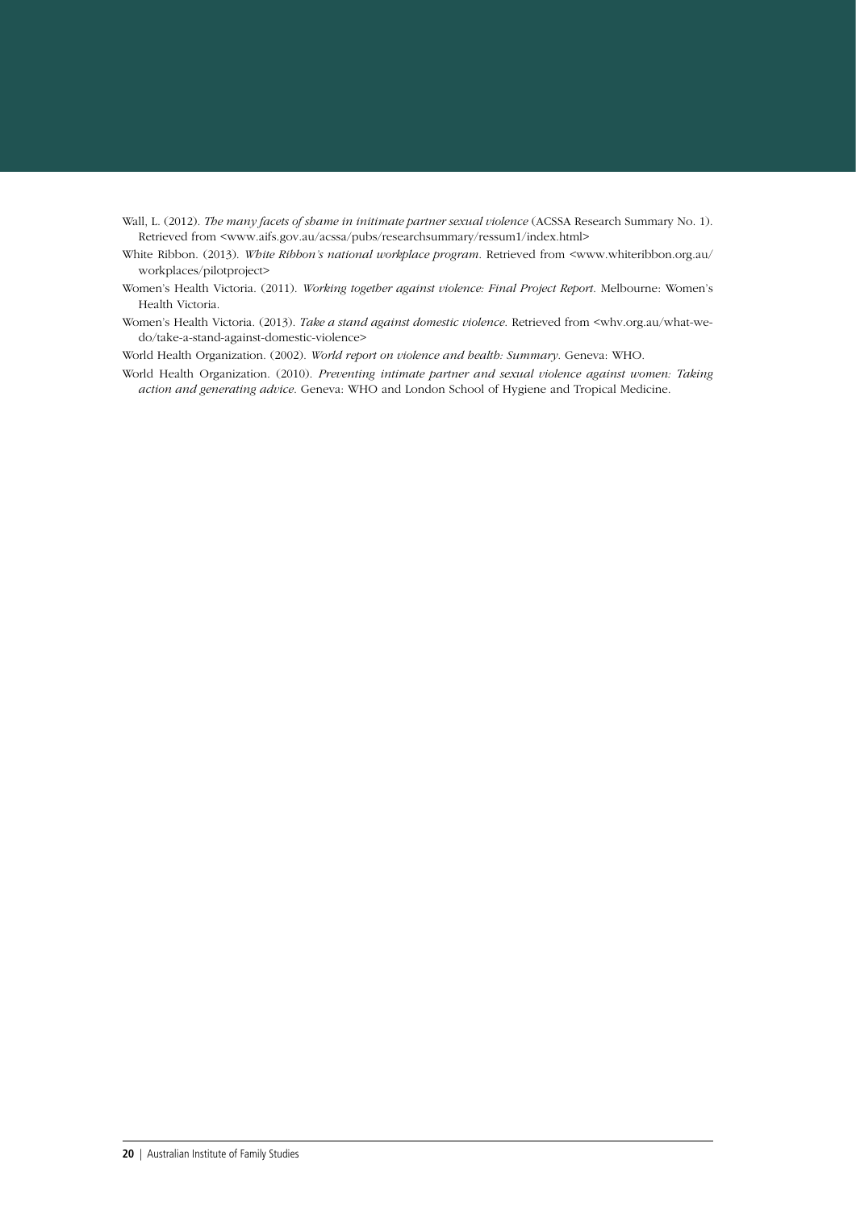Wall, L. (2012). *The many facets of shame in initimate partner sexual violence* (ACSSA Research Summary No. 1). Retrieved from <www.aifs.gov.au/acssa/pubs/researchsummary/ressum1/index.html>

White Ribbon. (2013). *White Ribbon's national workplace program*. Retrieved from <www.whiteribbon.org.au/workplaces/pilotproject>

Women's Health Victoria. (2011). *Working together against violence: Final Project Report*. Melbourne: Women's Health Victoria.

Women's Health Victoria. (2013). *Take a stand against domestic violence*. Retrieved from <whv.org.au/what-we-do/take-a-stand-against-domestic-violence>

World Health Organization. (2002). *World report on violence and health: Summary*. Geneva: WHO.

World Health Organization. (2010). *Preventing intimate partner and sexual violence against women: Taking action and generating advice*. Geneva: WHO and London School of Hygiene and Tropical Medicine.